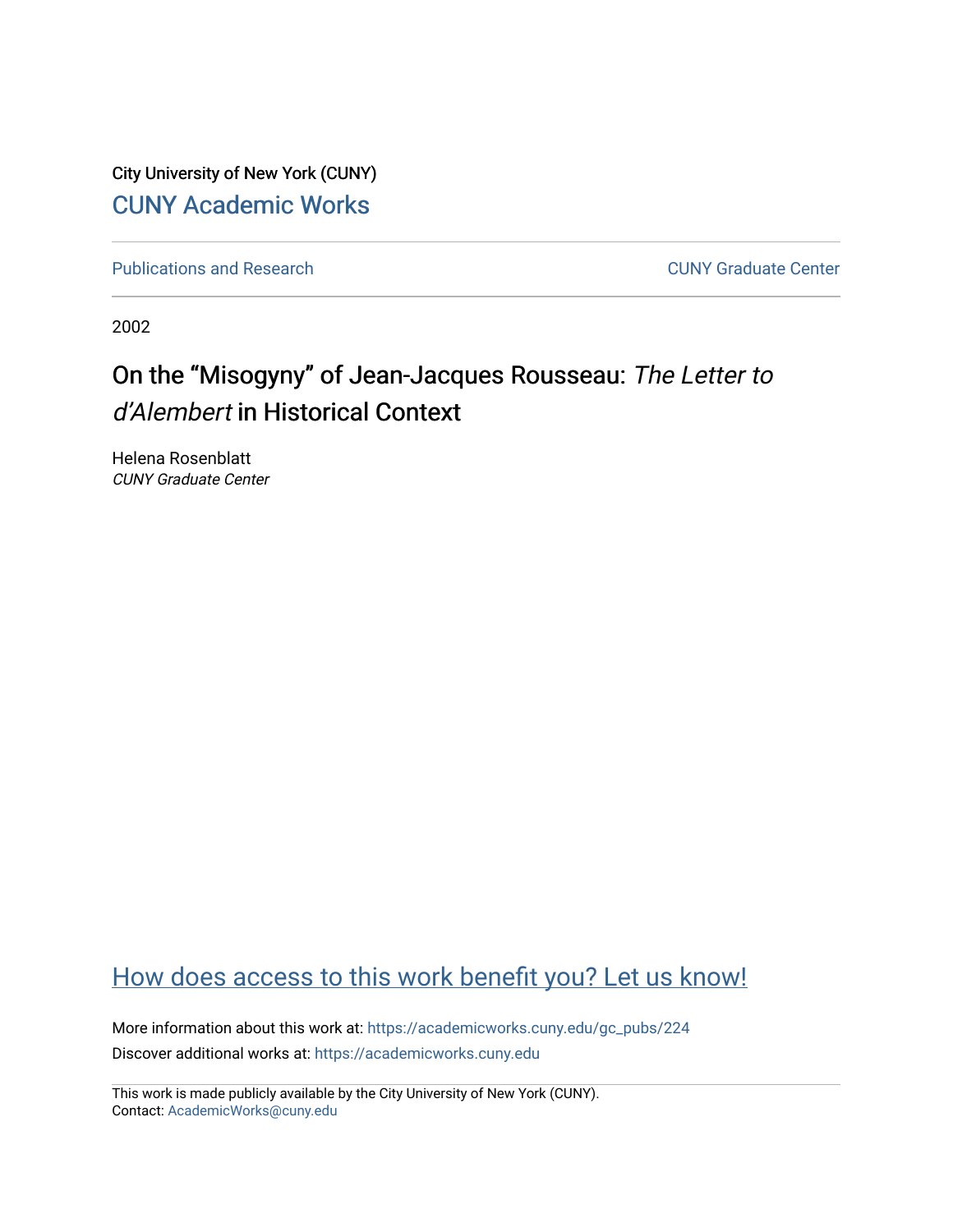City University of New York (CUNY)

CUNY Academic Works

Publications and Research

CUNY Graduate Center

2002

# On the "Misogyny" of Jean-Jacques Rousseau: *The Letter to d'Alembert* in Historical Context

Helena Rosenblatt
*CUNY Graduate Center*

How does access to this work benefit you? Let us know!

More information about this work at: https://academicworks.cuny.edu/gc_pubs/224
Discover additional works at: https://academicworks.cuny.edu

This work is made publicly available by the City University of New York (CUNY).
Contact: AcademicWorks@cuny.edu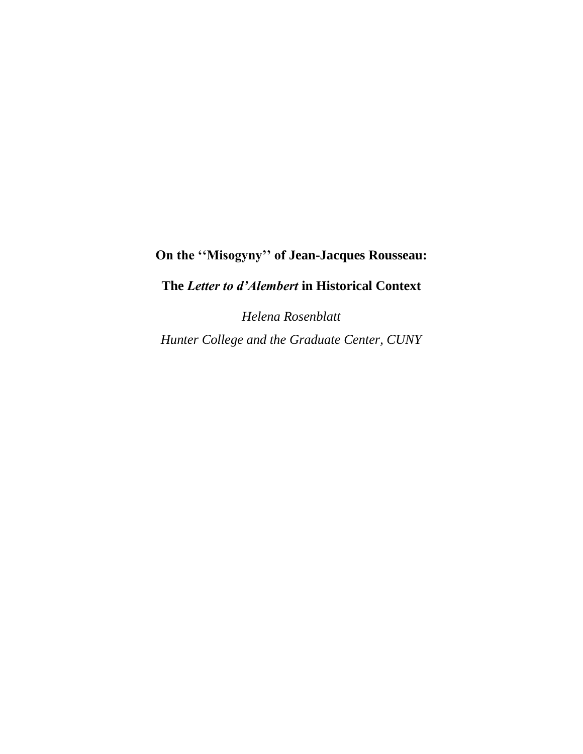**On the ''Misogyny'' of Jean-Jacques Rousseau:**

**The *Letter to d'Alembert* in Historical Context**

*Helena Rosenblatt*

*Hunter College and the Graduate Center, CUNY*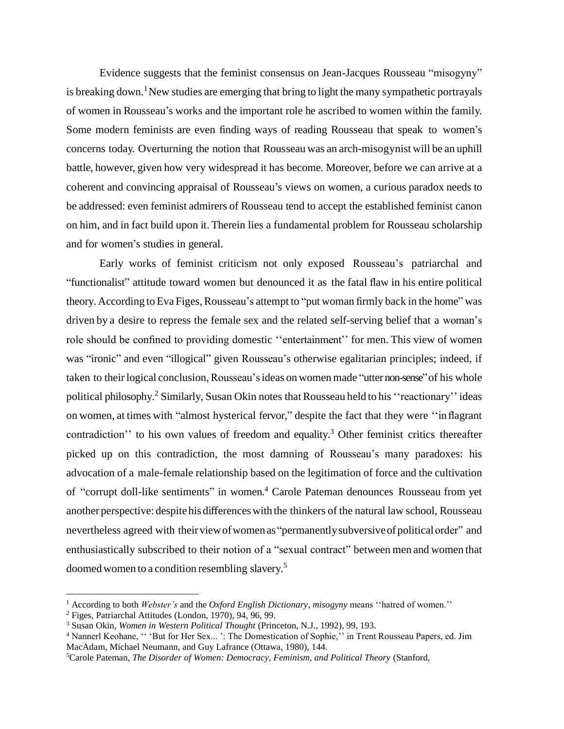Evidence suggests that the feminist consensus on Jean-Jacques Rousseau "misogyny" is breaking down.[1] New studies are emerging that bring to light the many sympathetic portrayals of women in Rousseau's works and the important role he ascribed to women within the family. Some modern feminists are even finding ways of reading Rousseau that speak to women's concerns today. Overturning the notion that Rousseau was an arch-misogynist will be an uphill battle, however, given how very widespread it has become. Moreover, before we can arrive at a coherent and convincing appraisal of Rousseau's views on women, a curious paradox needs to be addressed: even feminist admirers of Rousseau tend to accept the established feminist canon on him, and in fact build upon it. Therein lies a fundamental problem for Rousseau scholarship and for women's studies in general.

Early works of feminist criticism not only exposed Rousseau's patriarchal and "functionalist" attitude toward women but denounced it as the fatal flaw in his entire political theory. According to Eva Figes, Rousseau's attempt to "put woman firmly back in the home" was driven by a desire to repress the female sex and the related self-serving belief that a woman's role should be confined to providing domestic ''entertainment'' for men. This view of women was "ironic" and even "illogical" given Rousseau's otherwise egalitarian principles; indeed, if taken to their logical conclusion, Rousseau's ideas on women made "utter non-sense" of his whole political philosophy.[2] Similarly, Susan Okin notes that Rousseau held to his ''reactionary'' ideas on women, at times with "almost hysterical fervor," despite the fact that they were ''in flagrant contradiction'' to his own values of freedom and equality.[3] Other feminist critics thereafter picked up on this contradiction, the most damning of Rousseau's many paradoxes: his advocation of a male-female relationship based on the legitimation of force and the cultivation of "corrupt doll-like sentiments" in women.[4] Carole Pateman denounces Rousseau from yet another perspective: despite his differences with the thinkers of the natural law school, Rousseau nevertheless agreed with their view of women as "permanently subversive of political order" and enthusiastically subscribed to their notion of a "sexual contract" between men and women that doomed women to a condition resembling slavery.[5]

---

[1] According to both *Webster's* and the *Oxford English Dictionary*, *misogyny* means ''hatred of women.''

[2] Figes, Patriarchal Attitudes (London, 1970), 94, 96, 99.

[3] Susan Okin, *Women in Western Political Thought* (Princeton, N.J., 1992), 99, 193.

[4] Nannerl Keohane, '' 'But for Her Sex... ': The Domestication of Sophie,'' in Trent Rousseau Papers, ed. Jim MacAdam, Michael Neumann, and Guy Lafrance (Ottawa, 1980), 144.

[5] Carole Pateman, *The Disorder of Women: Democracy, Feminism, and Political Theory* (Stanford,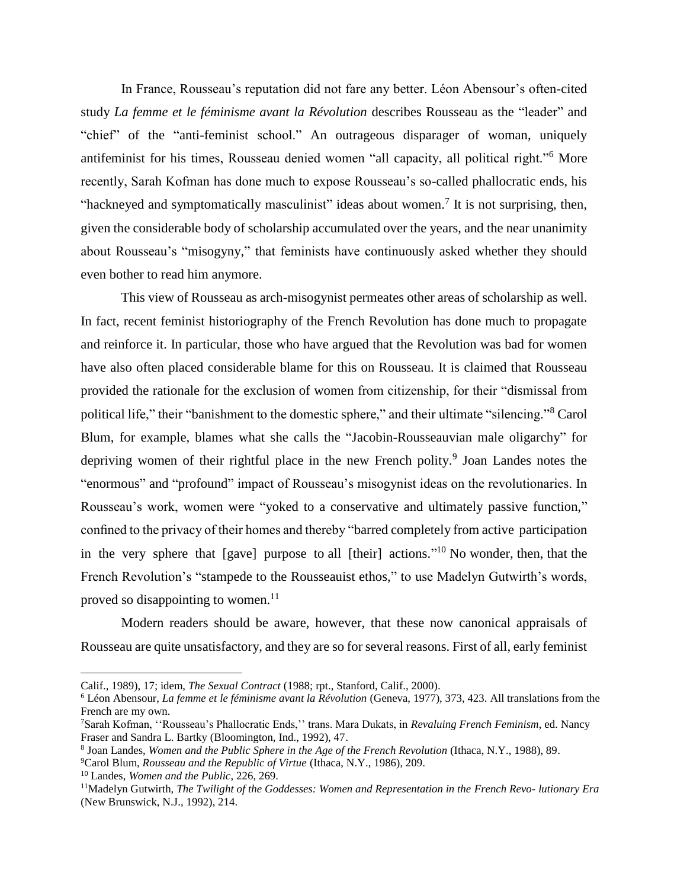In France, Rousseau's reputation did not fare any better. Léon Abensour's often-cited study *La femme et le féminisme avant la Révolution* describes Rousseau as the "leader" and "chief" of the "anti-feminist school." An outrageous disparager of woman, uniquely antifeminist for his times, Rousseau denied women "all capacity, all political right."[6] More recently, Sarah Kofman has done much to expose Rousseau's so-called phallocratic ends, his "hackneyed and symptomatically masculinist" ideas about women.[7] It is not surprising, then, given the considerable body of scholarship accumulated over the years, and the near unanimity about Rousseau's "misogyny," that feminists have continuously asked whether they should even bother to read him anymore.

This view of Rousseau as arch-misogynist permeates other areas of scholarship as well. In fact, recent feminist historiography of the French Revolution has done much to propagate and reinforce it. In particular, those who have argued that the Revolution was bad for women have also often placed considerable blame for this on Rousseau. It is claimed that Rousseau provided the rationale for the exclusion of women from citizenship, for their "dismissal from political life," their "banishment to the domestic sphere," and their ultimate "silencing."[8] Carol Blum, for example, blames what she calls the "Jacobin-Rousseauvian male oligarchy" for depriving women of their rightful place in the new French polity.[9] Joan Landes notes the "enormous" and "profound" impact of Rousseau's misogynist ideas on the revolutionaries. In Rousseau's work, women were "yoked to a conservative and ultimately passive function," confined to the privacy of their homes and thereby "barred completely from active participation in the very sphere that [gave] purpose to all [their] actions."[10] No wonder, then, that the French Revolution's "stampede to the Rousseauist ethos," to use Madelyn Gutwirth's words, proved so disappointing to women.[11]

Modern readers should be aware, however, that these now canonical appraisals of Rousseau are quite unsatisfactory, and they are so for several reasons. First of all, early feminist

---

Calif., 1989), 17; idem, *The Sexual Contract* (1988; rpt., Stanford, Calif., 2000).

[6] Léon Abensour, *La femme et le féminisme avant la Révolution* (Geneva, 1977), 373, 423. All translations from the French are my own.

[7] Sarah Kofman, ''Rousseau's Phallocratic Ends,'' trans. Mara Dukats, in *Revaluing French Feminism*, ed. Nancy Fraser and Sandra L. Bartky (Bloomington, Ind., 1992), 47.

[8] Joan Landes, *Women and the Public Sphere in the Age of the French Revolution* (Ithaca, N.Y., 1988), 89.

[9] Carol Blum, *Rousseau and the Republic of Virtue* (Ithaca, N.Y., 1986), 209.

[10] Landes, *Women and the Public*, 226, 269.

[11] Madelyn Gutwirth, *The Twilight of the Goddesses: Women and Representation in the French Revo- lutionary Era* (New Brunswick, N.J., 1992), 214.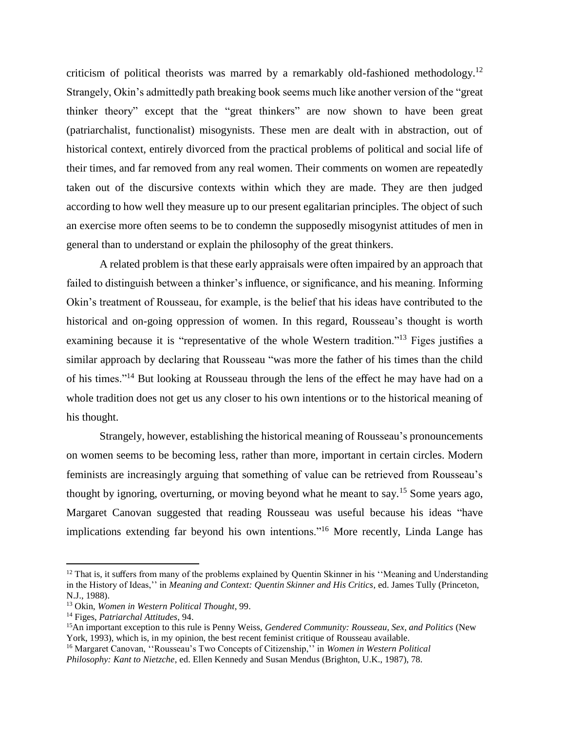criticism of political theorists was marred by a remarkably old-fashioned methodology.[12] Strangely, Okin's admittedly path breaking book seems much like another version of the "great thinker theory" except that the "great thinkers" are now shown to have been great (patriarchalist, functionalist) misogynists. These men are dealt with in abstraction, out of historical context, entirely divorced from the practical problems of political and social life of their times, and far removed from any real women. Their comments on women are repeatedly taken out of the discursive contexts within which they are made. They are then judged according to how well they measure up to our present egalitarian principles. The object of such an exercise more often seems to be to condemn the supposedly misogynist attitudes of men in general than to understand or explain the philosophy of the great thinkers.

A related problem is that these early appraisals were often impaired by an approach that failed to distinguish between a thinker's influence, or significance, and his meaning. Informing Okin's treatment of Rousseau, for example, is the belief that his ideas have contributed to the historical and on-going oppression of women. In this regard, Rousseau's thought is worth examining because it is "representative of the whole Western tradition."[13] Figes justifies a similar approach by declaring that Rousseau "was more the father of his times than the child of his times."[14] But looking at Rousseau through the lens of the effect he may have had on a whole tradition does not get us any closer to his own intentions or to the historical meaning of his thought.

Strangely, however, establishing the historical meaning of Rousseau's pronouncements on women seems to be becoming less, rather than more, important in certain circles. Modern feminists are increasingly arguing that something of value can be retrieved from Rousseau's thought by ignoring, overturning, or moving beyond what he meant to say.[15] Some years ago, Margaret Canovan suggested that reading Rousseau was useful because his ideas "have implications extending far beyond his own intentions."[16] More recently, Linda Lange has

---

[12] That is, it suffers from many of the problems explained by Quentin Skinner in his ''Meaning and Understanding in the History of Ideas,'' in *Meaning and Context: Quentin Skinner and His Critics*, ed. James Tully (Princeton, N.J., 1988).

[13] Okin, *Women in Western Political Thought*, 99.

[14] Figes, *Patriarchal Attitudes*, 94.

[15] An important exception to this rule is Penny Weiss, *Gendered Community: Rousseau, Sex, and Politics* (New York, 1993), which is, in my opinion, the best recent feminist critique of Rousseau available.

[16] Margaret Canovan, ''Rousseau's Two Concepts of Citizenship,'' in *Women in Western Political Philosophy: Kant to Nietzche*, ed. Ellen Kennedy and Susan Mendus (Brighton, U.K., 1987), 78.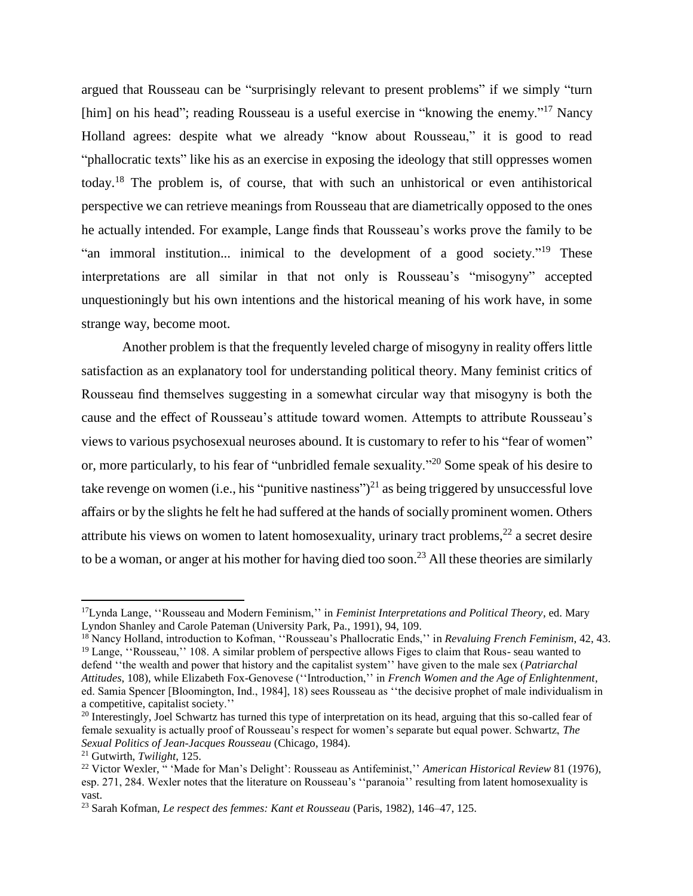argued that Rousseau can be "surprisingly relevant to present problems" if we simply "turn [him] on his head"; reading Rousseau is a useful exercise in "knowing the enemy."[17] Nancy Holland agrees: despite what we already "know about Rousseau," it is good to read "phallocratic texts" like his as an exercise in exposing the ideology that still oppresses women today.[18] The problem is, of course, that with such an unhistorical or even antihistorical perspective we can retrieve meanings from Rousseau that are diametrically opposed to the ones he actually intended. For example, Lange finds that Rousseau's works prove the family to be "an immoral institution... inimical to the development of a good society."[19] These interpretations are all similar in that not only is Rousseau's "misogyny" accepted unquestioningly but his own intentions and the historical meaning of his work have, in some strange way, become moot.

Another problem is that the frequently leveled charge of misogyny in reality offers little satisfaction as an explanatory tool for understanding political theory. Many feminist critics of Rousseau find themselves suggesting in a somewhat circular way that misogyny is both the cause and the effect of Rousseau's attitude toward women. Attempts to attribute Rousseau's views to various psychosexual neuroses abound. It is customary to refer to his "fear of women" or, more particularly, to his fear of "unbridled female sexuality."[20] Some speak of his desire to take revenge on women (i.e., his "punitive nastiness")[21] as being triggered by unsuccessful love affairs or by the slights he felt he had suffered at the hands of socially prominent women. Others attribute his views on women to latent homosexuality, urinary tract problems,[22] a secret desire to be a woman, or anger at his mother for having died too soon.[23] All these theories are similarly

---

[17] Lynda Lange, ''Rousseau and Modern Feminism,'' in *Feminist Interpretations and Political Theory*, ed. Mary Lyndon Shanley and Carole Pateman (University Park, Pa., 1991), 94, 109.

[18] Nancy Holland, introduction to Kofman, ''Rousseau's Phallocratic Ends,'' in *Revaluing French Feminism*, 42, 43.

[19] Lange, ''Rousseau,'' 108. A similar problem of perspective allows Figes to claim that Rous- seau wanted to defend ''the wealth and power that history and the capitalist system'' have given to the male sex (*Patriarchal Attitudes*, 108), while Elizabeth Fox-Genovese (''Introduction,'' in *French Women and the Age of Enlightenment*, ed. Samia Spencer [Bloomington, Ind., 1984], 18) sees Rousseau as ''the decisive prophet of male individualism in a competitive, capitalist society.''

[20] Interestingly, Joel Schwartz has turned this type of interpretation on its head, arguing that this so-called fear of female sexuality is actually proof of Rousseau's respect for women's separate but equal power. Schwartz, *The Sexual Politics of Jean-Jacques Rousseau* (Chicago, 1984).

[21] Gutwirth, *Twilight*, 125.

[22] Victor Wexler, " 'Made for Man's Delight': Rousseau as Antifeminist,'' *American Historical Review* 81 (1976), esp. 271, 284. Wexler notes that the literature on Rousseau's ''paranoia'' resulting from latent homosexuality is vast.

[23] Sarah Kofman, *Le respect des femmes: Kant et Rousseau* (Paris, 1982), 146–47, 125.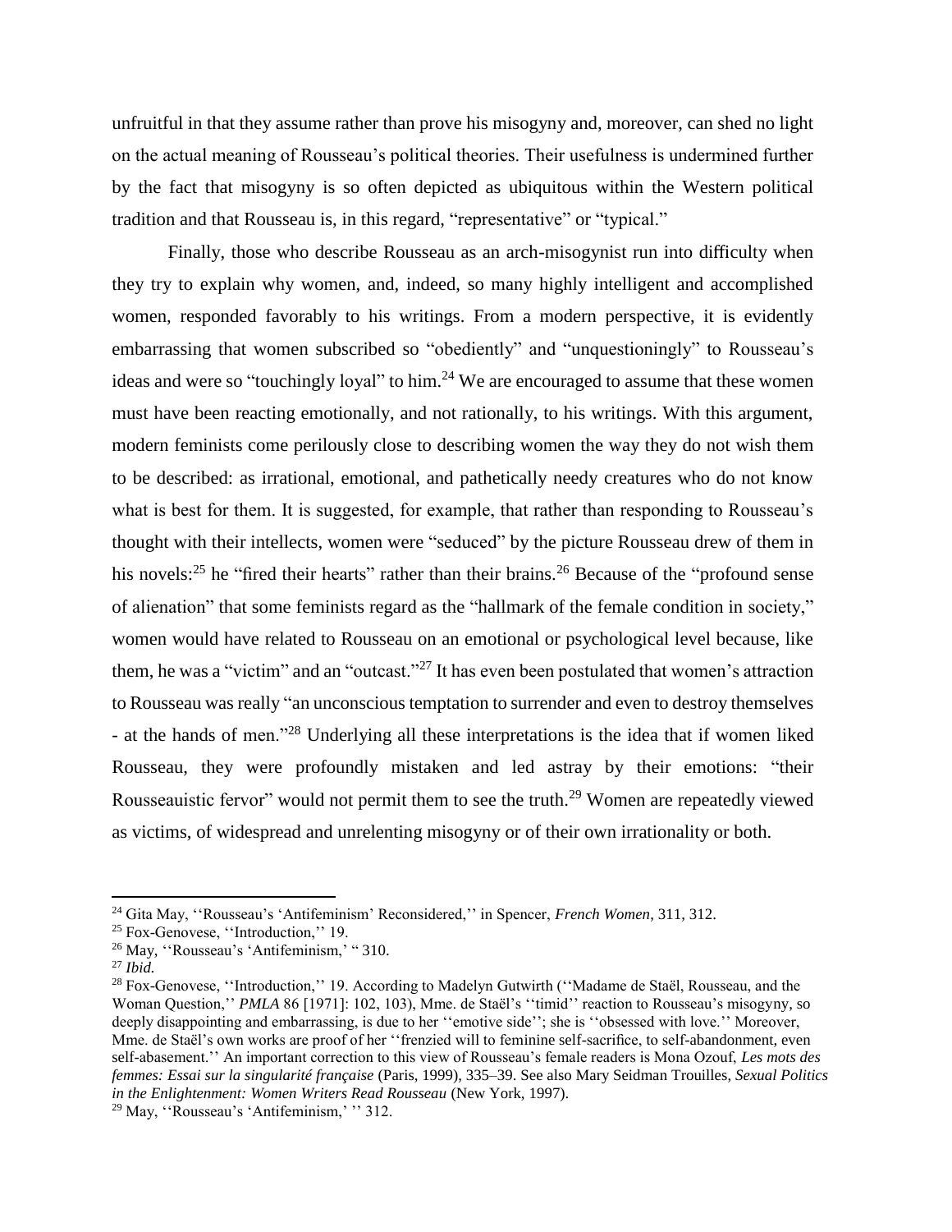unfruitful in that they assume rather than prove his misogyny and, moreover, can shed no light on the actual meaning of Rousseau's political theories. Their usefulness is undermined further by the fact that misogyny is so often depicted as ubiquitous within the Western political tradition and that Rousseau is, in this regard, "representative" or "typical."

Finally, those who describe Rousseau as an arch-misogynist run into difficulty when they try to explain why women, and, indeed, so many highly intelligent and accomplished women, responded favorably to his writings. From a modern perspective, it is evidently embarrassing that women subscribed so "obediently" and "unquestioningly" to Rousseau's ideas and were so "touchingly loyal" to him.[24] We are encouraged to assume that these women must have been reacting emotionally, and not rationally, to his writings. With this argument, modern feminists come perilously close to describing women the way they do not wish them to be described: as irrational, emotional, and pathetically needy creatures who do not know what is best for them. It is suggested, for example, that rather than responding to Rousseau's thought with their intellects, women were "seduced" by the picture Rousseau drew of them in his novels:[25] he "fired their hearts" rather than their brains.[26] Because of the "profound sense of alienation" that some feminists regard as the "hallmark of the female condition in society," women would have related to Rousseau on an emotional or psychological level because, like them, he was a "victim" and an "outcast."[27] It has even been postulated that women's attraction to Rousseau was really "an unconscious temptation to surrender and even to destroy themselves - at the hands of men."[28] Underlying all these interpretations is the idea that if women liked Rousseau, they were profoundly mistaken and led astray by their emotions: "their Rousseauistic fervor" would not permit them to see the truth.[29] Women are repeatedly viewed as victims, of widespread and unrelenting misogyny or of their own irrationality or both.

---

[24] Gita May, ''Rousseau's 'Antifeminism' Reconsidered,'' in Spencer, *French Women*, 311, 312.

[25] Fox-Genovese, ''Introduction,'' 19.

[26] May, ''Rousseau's 'Antifeminism,' " 310.

[27] *Ibid.*

[28] Fox-Genovese, ''Introduction,'' 19. According to Madelyn Gutwirth (''Madame de Staël, Rousseau, and the Woman Question,'' *PMLA* 86 [1971]: 102, 103), Mme. de Staël's ''timid'' reaction to Rousseau's misogyny, so deeply disappointing and embarrassing, is due to her ''emotive side''; she is ''obsessed with love.'' Moreover, Mme. de Staël's own works are proof of her ''frenzied will to feminine self-sacrifice, to self-abandonment, even self-abasement.'' An important correction to this view of Rousseau's female readers is Mona Ozouf, *Les mots des femmes: Essai sur la singularité française* (Paris, 1999), 335–39. See also Mary Seidman Trouilles, *Sexual Politics in the Enlightenment: Women Writers Read Rousseau* (New York, 1997).

[29] May, ''Rousseau's 'Antifeminism,' '' 312.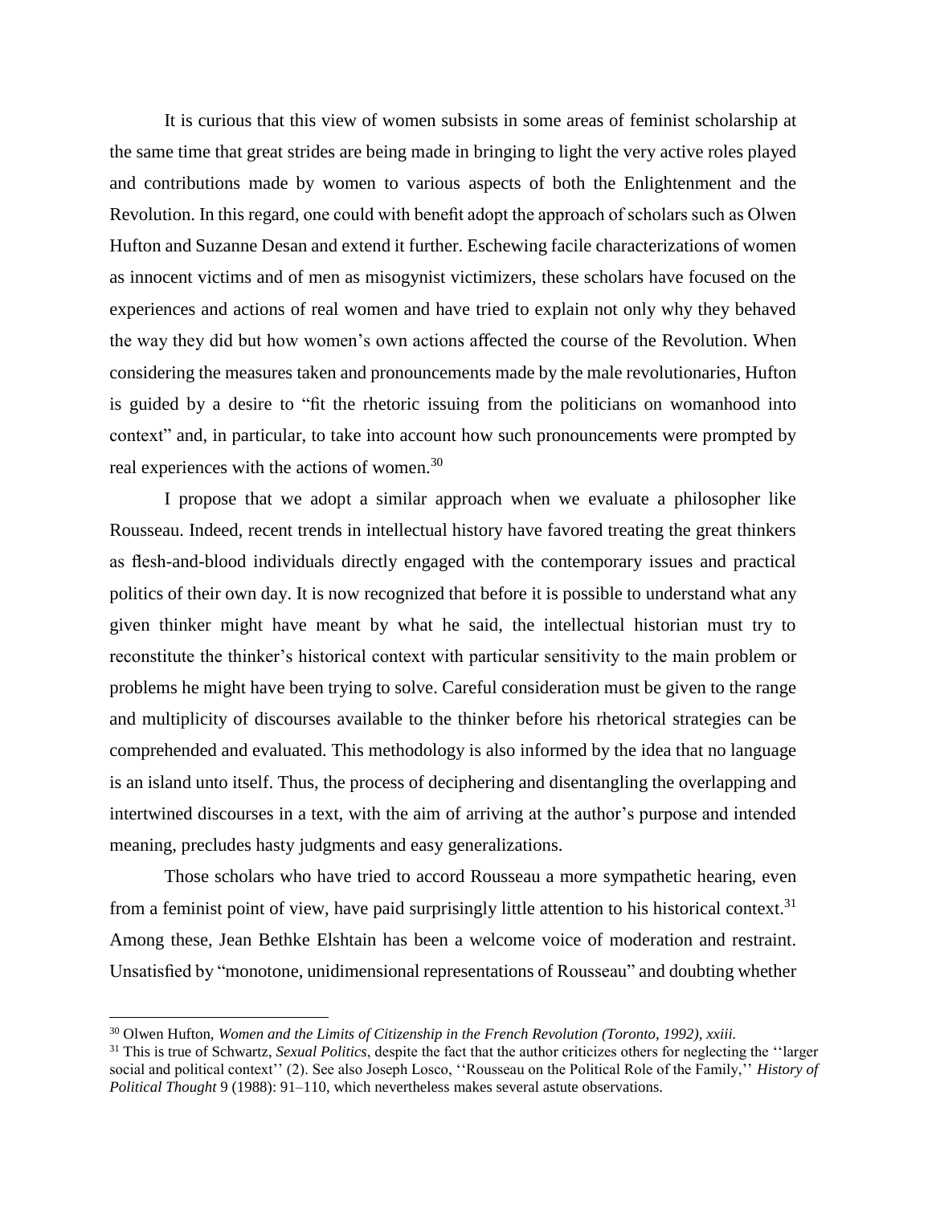It is curious that this view of women subsists in some areas of feminist scholarship at the same time that great strides are being made in bringing to light the very active roles played and contributions made by women to various aspects of both the Enlightenment and the Revolution. In this regard, one could with benefit adopt the approach of scholars such as Olwen Hufton and Suzanne Desan and extend it further. Eschewing facile characterizations of women as innocent victims and of men as misogynist victimizers, these scholars have focused on the experiences and actions of real women and have tried to explain not only why they behaved the way they did but how women's own actions affected the course of the Revolution. When considering the measures taken and pronouncements made by the male revolutionaries, Hufton is guided by a desire to "fit the rhetoric issuing from the politicians on womanhood into context" and, in particular, to take into account how such pronouncements were prompted by real experiences with the actions of women.[30]

I propose that we adopt a similar approach when we evaluate a philosopher like Rousseau. Indeed, recent trends in intellectual history have favored treating the great thinkers as flesh-and-blood individuals directly engaged with the contemporary issues and practical politics of their own day. It is now recognized that before it is possible to understand what any given thinker might have meant by what he said, the intellectual historian must try to reconstitute the thinker's historical context with particular sensitivity to the main problem or problems he might have been trying to solve. Careful consideration must be given to the range and multiplicity of discourses available to the thinker before his rhetorical strategies can be comprehended and evaluated. This methodology is also informed by the idea that no language is an island unto itself. Thus, the process of deciphering and disentangling the overlapping and intertwined discourses in a text, with the aim of arriving at the author's purpose and intended meaning, precludes hasty judgments and easy generalizations.

Those scholars who have tried to accord Rousseau a more sympathetic hearing, even from a feminist point of view, have paid surprisingly little attention to his historical context.[31] Among these, Jean Bethke Elshtain has been a welcome voice of moderation and restraint. Unsatisfied by "monotone, unidimensional representations of Rousseau" and doubting whether

---

[30] Olwen Hufton, *Women and the Limits of Citizenship in the French Revolution (Toronto, 1992), xxiii.*

[31] This is true of Schwartz, *Sexual Politics*, despite the fact that the author criticizes others for neglecting the ''larger social and political context'' (2). See also Joseph Losco, ''Rousseau on the Political Role of the Family,'' *History of Political Thought* 9 (1988): 91–110, which nevertheless makes several astute observations.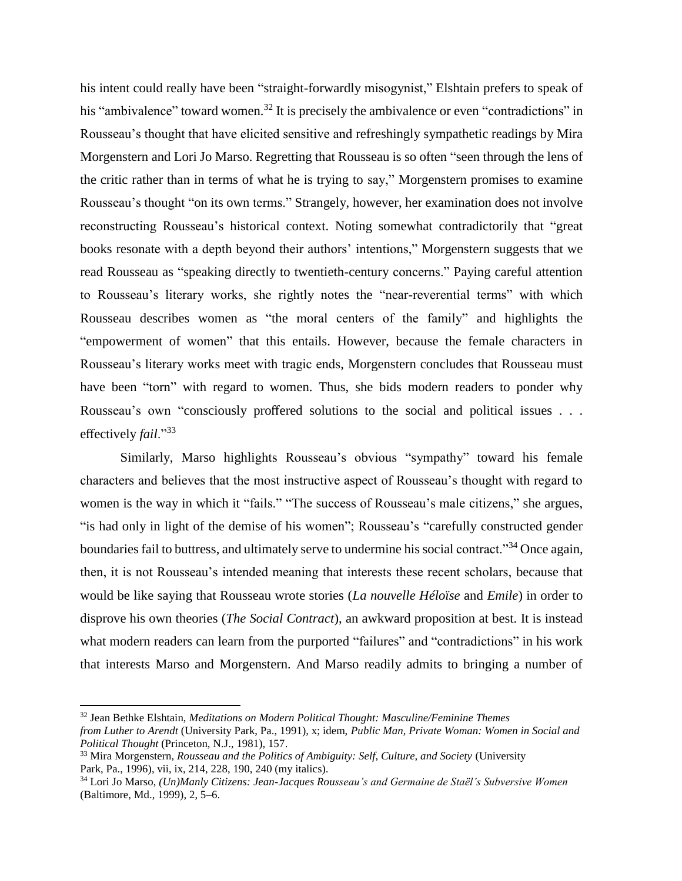his intent could really have been "straight-forwardly misogynist," Elshtain prefers to speak of his "ambivalence" toward women.[32] It is precisely the ambivalence or even "contradictions" in Rousseau's thought that have elicited sensitive and refreshingly sympathetic readings by Mira Morgenstern and Lori Jo Marso. Regretting that Rousseau is so often "seen through the lens of the critic rather than in terms of what he is trying to say," Morgenstern promises to examine Rousseau's thought "on its own terms." Strangely, however, her examination does not involve reconstructing Rousseau's historical context. Noting somewhat contradictorily that "great books resonate with a depth beyond their authors' intentions," Morgenstern suggests that we read Rousseau as "speaking directly to twentieth-century concerns." Paying careful attention to Rousseau's literary works, she rightly notes the "near-reverential terms" with which Rousseau describes women as "the moral centers of the family" and highlights the "empowerment of women" that this entails. However, because the female characters in Rousseau's literary works meet with tragic ends, Morgenstern concludes that Rousseau must have been "torn" with regard to women. Thus, she bids modern readers to ponder why Rousseau's own "consciously proffered solutions to the social and political issues . . . effectively *fail*."[33]

Similarly, Marso highlights Rousseau's obvious "sympathy" toward his female characters and believes that the most instructive aspect of Rousseau's thought with regard to women is the way in which it "fails." "The success of Rousseau's male citizens," she argues, "is had only in light of the demise of his women"; Rousseau's "carefully constructed gender boundaries fail to buttress, and ultimately serve to undermine his social contract."[34] Once again, then, it is not Rousseau's intended meaning that interests these recent scholars, because that would be like saying that Rousseau wrote stories (*La nouvelle Héloïse* and *Emile*) in order to disprove his own theories (*The Social Contract*), an awkward proposition at best. It is instead what modern readers can learn from the purported "failures" and "contradictions" in his work that interests Marso and Morgenstern. And Marso readily admits to bringing a number of

---

[32] Jean Bethke Elshtain, *Meditations on Modern Political Thought: Masculine/Feminine Themes from Luther to Arendt* (University Park, Pa., 1991), x; idem, *Public Man, Private Woman: Women in Social and Political Thought* (Princeton, N.J., 1981), 157.

[33] Mira Morgenstern, *Rousseau and the Politics of Ambiguity: Self, Culture, and Society* (University Park, Pa., 1996), vii, ix, 214, 228, 190, 240 (my italics).

[34] Lori Jo Marso, *(Un)Manly Citizens: Jean-Jacques Rousseau's and Germaine de Staël's Subversive Women* (Baltimore, Md., 1999), 2, 5–6.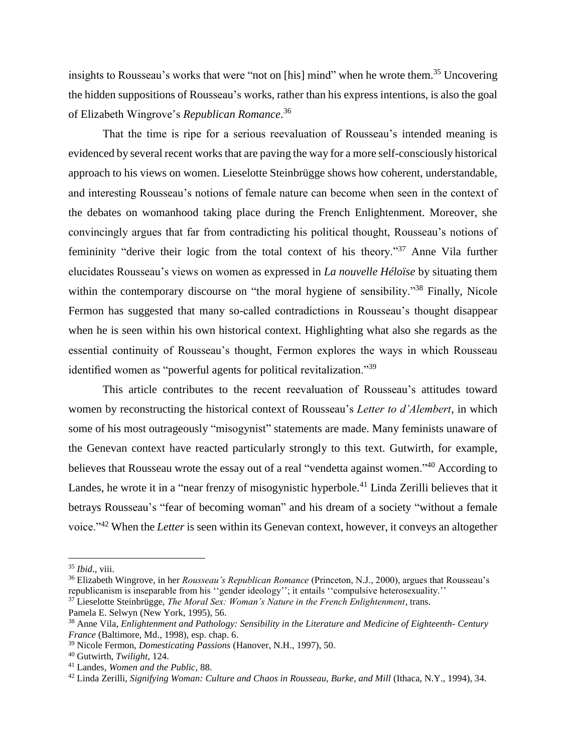insights to Rousseau's works that were "not on [his] mind" when he wrote them.[35] Uncovering the hidden suppositions of Rousseau's works, rather than his express intentions, is also the goal of Elizabeth Wingrove's *Republican Romance*.[36]

That the time is ripe for a serious reevaluation of Rousseau's intended meaning is evidenced by several recent works that are paving the way for a more self-consciously historical approach to his views on women. Lieselotte Steinbrügge shows how coherent, understandable, and interesting Rousseau's notions of female nature can become when seen in the context of the debates on womanhood taking place during the French Enlightenment. Moreover, she convincingly argues that far from contradicting his political thought, Rousseau's notions of femininity "derive their logic from the total context of his theory."[37] Anne Vila further elucidates Rousseau's views on women as expressed in *La nouvelle Héloïse* by situating them within the contemporary discourse on "the moral hygiene of sensibility."[38] Finally, Nicole Fermon has suggested that many so-called contradictions in Rousseau's thought disappear when he is seen within his own historical context. Highlighting what also she regards as the essential continuity of Rousseau's thought, Fermon explores the ways in which Rousseau identified women as "powerful agents for political revitalization."[39]

This article contributes to the recent reevaluation of Rousseau's attitudes toward women by reconstructing the historical context of Rousseau's *Letter to d'Alembert*, in which some of his most outrageously "misogynist" statements are made. Many feminists unaware of the Genevan context have reacted particularly strongly to this text. Gutwirth, for example, believes that Rousseau wrote the essay out of a real "vendetta against women."[40] According to Landes, he wrote it in a "near frenzy of misogynistic hyperbole.[41] Linda Zerilli believes that it betrays Rousseau's "fear of becoming woman" and his dream of a society "without a female voice."[42] When the *Letter* is seen within its Genevan context, however, it conveys an altogether

[35] *Ibid*., viii.

[36] Elizabeth Wingrove, in her *Rousseau's Republican Romance* (Princeton, N.J., 2000), argues that Rousseau's republicanism is inseparable from his ''gender ideology''; it entails ''compulsive heterosexuality.''

[37] Lieselotte Steinbrügge, *The Moral Sex: Woman's Nature in the French Enlightenment*, trans. Pamela E. Selwyn (New York, 1995), 56.

[38] Anne Vila, *Enlightenment and Pathology: Sensibility in the Literature and Medicine of Eighteenth- Century France* (Baltimore, Md., 1998), esp. chap. 6.

[39] Nicole Fermon, *Domesticating Passions* (Hanover, N.H., 1997), 50.

[40] Gutwirth, *Twilight*, 124.

[41] Landes, *Women and the Public*, 88.

[42] Linda Zerilli, *Signifying Woman: Culture and Chaos in Rousseau, Burke, and Mill* (Ithaca, N.Y., 1994), 34.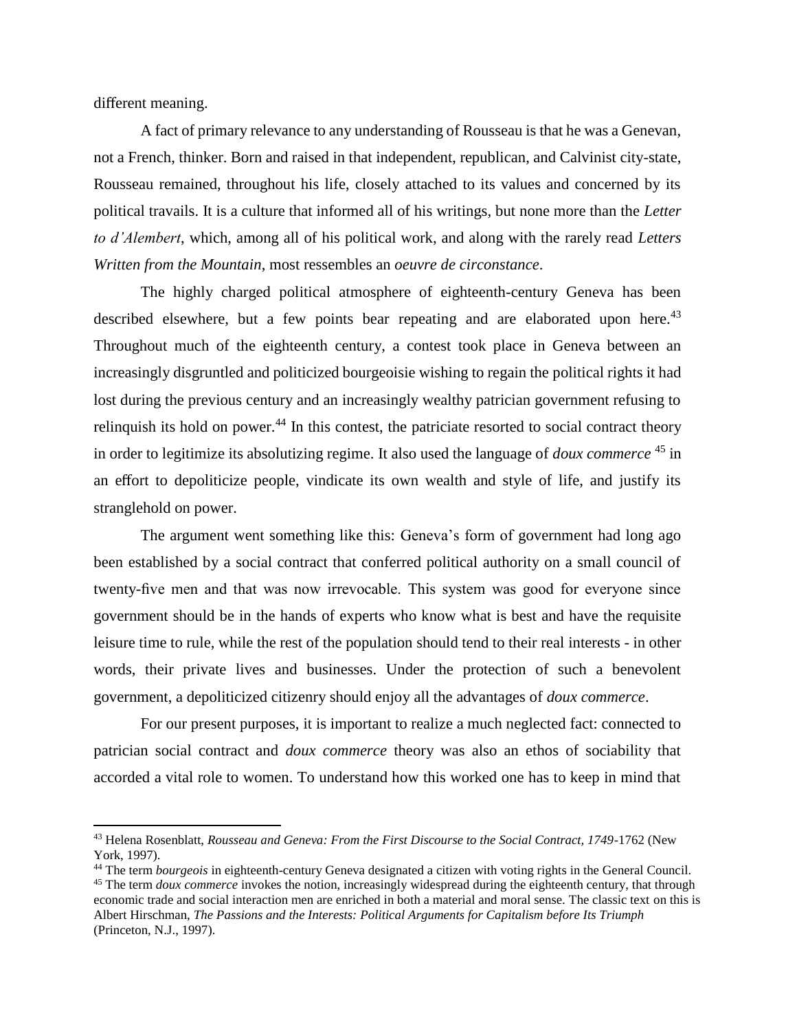different meaning.

A fact of primary relevance to any understanding of Rousseau is that he was a Genevan, not a French, thinker. Born and raised in that independent, republican, and Calvinist city-state, Rousseau remained, throughout his life, closely attached to its values and concerned by its political travails. It is a culture that informed all of his writings, but none more than the *Letter to d'Alembert*, which, among all of his political work, and along with the rarely read *Letters Written from the Mountain*, most ressembles an *oeuvre de circonstance*.

The highly charged political atmosphere of eighteenth-century Geneva has been described elsewhere, but a few points bear repeating and are elaborated upon here.[43] Throughout much of the eighteenth century, a contest took place in Geneva between an increasingly disgruntled and politicized bourgeoisie wishing to regain the political rights it had lost during the previous century and an increasingly wealthy patrician government refusing to relinquish its hold on power.[44] In this contest, the patriciate resorted to social contract theory in order to legitimize its absolutizing regime. It also used the language of *doux commerce* [45] in an effort to depoliticize people, vindicate its own wealth and style of life, and justify its stranglehold on power.

The argument went something like this: Geneva's form of government had long ago been established by a social contract that conferred political authority on a small council of twenty-five men and that was now irrevocable. This system was good for everyone since government should be in the hands of experts who know what is best and have the requisite leisure time to rule, while the rest of the population should tend to their real interests - in other words, their private lives and businesses. Under the protection of such a benevolent government, a depoliticized citizenry should enjoy all the advantages of *doux commerce*.

For our present purposes, it is important to realize a much neglected fact: connected to patrician social contract and *doux commerce* theory was also an ethos of sociability that accorded a vital role to women. To understand how this worked one has to keep in mind that

---

[43] Helena Rosenblatt, *Rousseau and Geneva: From the First Discourse to the Social Contract, 1749*-1762 (New York, 1997).

[44] The term *bourgeois* in eighteenth-century Geneva designated a citizen with voting rights in the General Council.

[45] The term *doux commerce* invokes the notion, increasingly widespread during the eighteenth century, that through economic trade and social interaction men are enriched in both a material and moral sense. The classic text on this is Albert Hirschman, *The Passions and the Interests: Political Arguments for Capitalism before Its Triumph* (Princeton, N.J., 1997).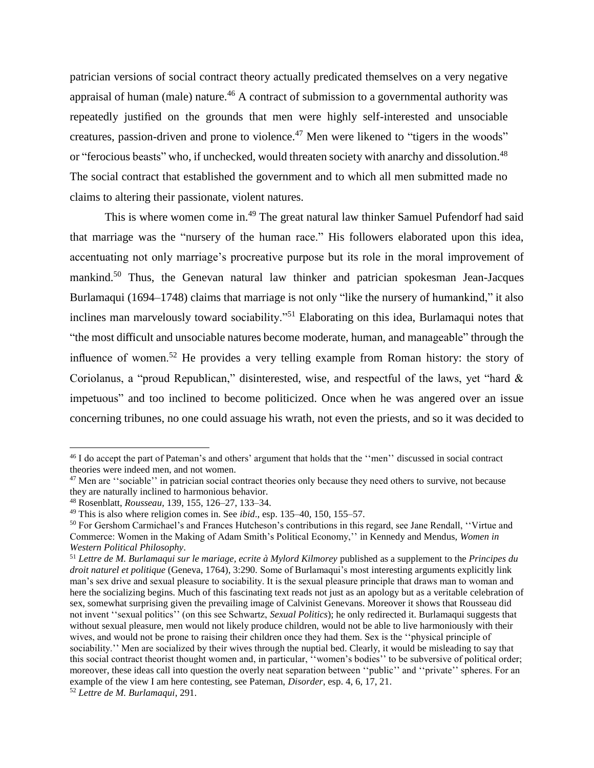patrician versions of social contract theory actually predicated themselves on a very negative appraisal of human (male) nature.[46] A contract of submission to a governmental authority was repeatedly justified on the grounds that men were highly self-interested and unsociable creatures, passion-driven and prone to violence.[47] Men were likened to "tigers in the woods" or "ferocious beasts" who, if unchecked, would threaten society with anarchy and dissolution.[48] The social contract that established the government and to which all men submitted made no claims to altering their passionate, violent natures.

This is where women come in.[49] The great natural law thinker Samuel Pufendorf had said that marriage was the "nursery of the human race." His followers elaborated upon this idea, accentuating not only marriage's procreative purpose but its role in the moral improvement of mankind.[50] Thus, the Genevan natural law thinker and patrician spokesman Jean-Jacques Burlamaqui (1694–1748) claims that marriage is not only "like the nursery of humankind," it also inclines man marvelously toward sociability."[51] Elaborating on this idea, Burlamaqui notes that "the most difficult and unsociable natures become moderate, human, and manageable" through the influence of women.[52] He provides a very telling example from Roman history: the story of Coriolanus, a "proud Republican," disinterested, wise, and respectful of the laws, yet "hard & impetuous" and too inclined to become politicized. Once when he was angered over an issue concerning tribunes, no one could assuage his wrath, not even the priests, and so it was decided to

[46] I do accept the part of Pateman's and others' argument that holds that the ''men'' discussed in social contract theories were indeed men, and not women.

[47] Men are ''sociable'' in patrician social contract theories only because they need others to survive, not because they are naturally inclined to harmonious behavior.

[48] Rosenblatt, *Rousseau*, 139, 155, 126–27, 133–34.

[49] This is also where religion comes in. See *ibid*., esp. 135–40, 150, 155–57.

[50] For Gershom Carmichael's and Frances Hutcheson's contributions in this regard, see Jane Rendall, ''Virtue and Commerce: Women in the Making of Adam Smith's Political Economy,'' in Kennedy and Mendus, *Women in Western Political Philosophy*.

[51] *Lettre de M. Burlamaqui sur le mariage, ecrite à Mylord Kilmorey* published as a supplement to the *Principes du droit naturel et politique* (Geneva, 1764), 3:290. Some of Burlamaqui's most interesting arguments explicitly link man's sex drive and sexual pleasure to sociability. It is the sexual pleasure principle that draws man to woman and here the socializing begins. Much of this fascinating text reads not just as an apology but as a veritable celebration of sex, somewhat surprising given the prevailing image of Calvinist Genevans. Moreover it shows that Rousseau did not invent ''sexual politics'' (on this see Schwartz, *Sexual Politics*); he only redirected it. Burlamaqui suggests that without sexual pleasure, men would not likely produce children, would not be able to live harmoniously with their wives, and would not be prone to raising their children once they had them. Sex is the ''physical principle of sociability.'' Men are socialized by their wives through the nuptial bed. Clearly, it would be misleading to say that this social contract theorist thought women and, in particular, ''women's bodies'' to be subversive of political order; moreover, these ideas call into question the overly neat separation between ''public'' and ''private'' spheres. For an example of the view I am here contesting, see Pateman, *Disorder*, esp. 4, 6, 17, 21.

[52] *Lettre de M. Burlamaqui*, 291.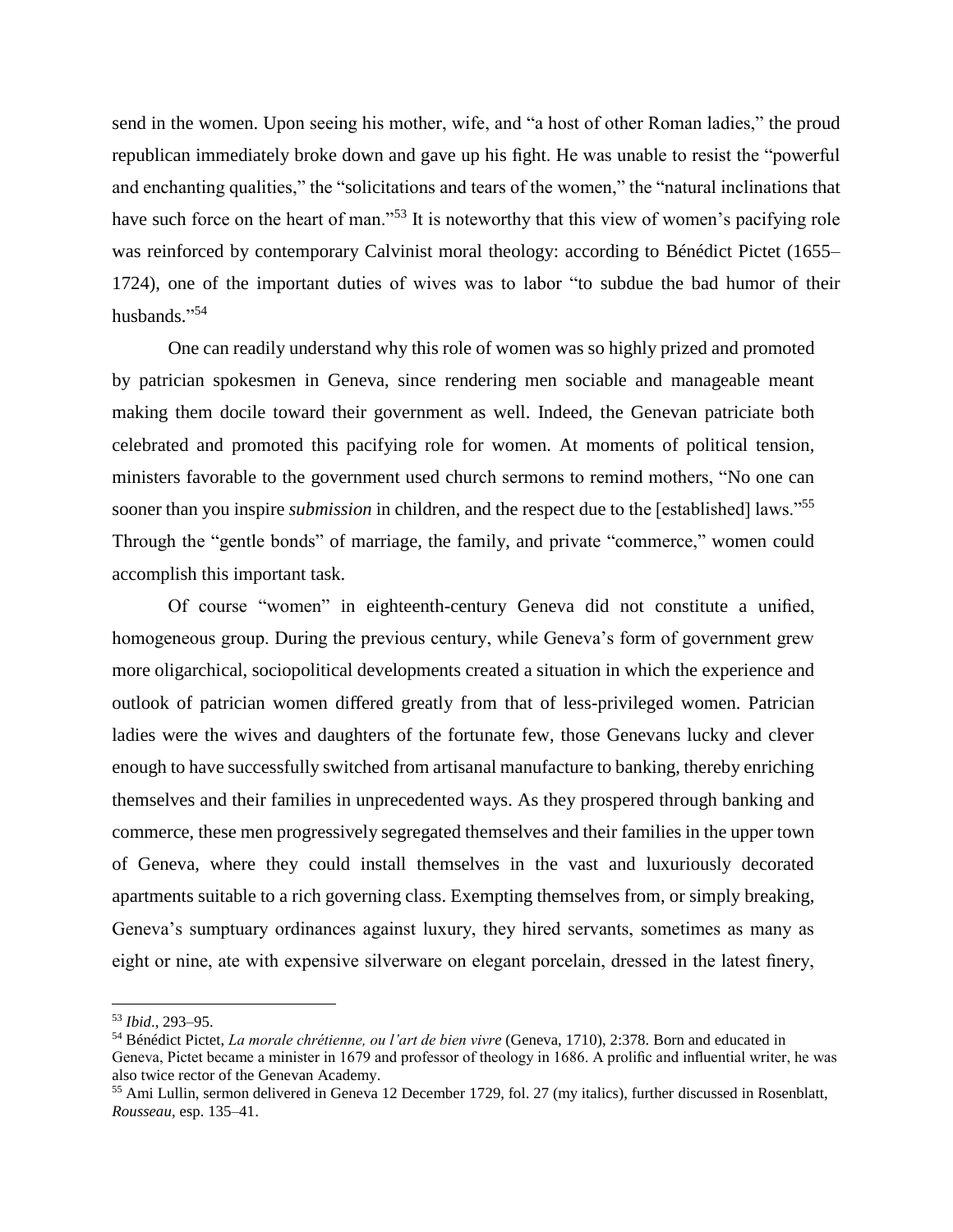send in the women. Upon seeing his mother, wife, and "a host of other Roman ladies," the proud republican immediately broke down and gave up his fight. He was unable to resist the "powerful and enchanting qualities," the "solicitations and tears of the women," the "natural inclinations that have such force on the heart of man."[53] It is noteworthy that this view of women's pacifying role was reinforced by contemporary Calvinist moral theology: according to Bénédict Pictet (1655–1724), one of the important duties of wives was to labor "to subdue the bad humor of their husbands."[54]

One can readily understand why this role of women was so highly prized and promoted by patrician spokesmen in Geneva, since rendering men sociable and manageable meant making them docile toward their government as well. Indeed, the Genevan patriciate both celebrated and promoted this pacifying role for women. At moments of political tension, ministers favorable to the government used church sermons to remind mothers, "No one can sooner than you inspire *submission* in children, and the respect due to the [established] laws."[55] Through the "gentle bonds" of marriage, the family, and private "commerce," women could accomplish this important task.

Of course "women" in eighteenth-century Geneva did not constitute a unified, homogeneous group. During the previous century, while Geneva's form of government grew more oligarchical, sociopolitical developments created a situation in which the experience and outlook of patrician women differed greatly from that of less-privileged women. Patrician ladies were the wives and daughters of the fortunate few, those Genevans lucky and clever enough to have successfully switched from artisanal manufacture to banking, thereby enriching themselves and their families in unprecedented ways. As they prospered through banking and commerce, these men progressively segregated themselves and their families in the upper town of Geneva, where they could install themselves in the vast and luxuriously decorated apartments suitable to a rich governing class. Exempting themselves from, or simply breaking, Geneva's sumptuary ordinances against luxury, they hired servants, sometimes as many as eight or nine, ate with expensive silverware on elegant porcelain, dressed in the latest finery,

---

[53] *Ibid*., 293–95.

[54] Bénédict Pictet, *La morale chrétienne, ou l'art de bien vivre* (Geneva, 1710), 2:378. Born and educated in Geneva, Pictet became a minister in 1679 and professor of theology in 1686. A prolific and influential writer, he was also twice rector of the Genevan Academy.

[55] Ami Lullin, sermon delivered in Geneva 12 December 1729, fol. 27 (my italics), further discussed in Rosenblatt, *Rousseau*, esp. 135–41.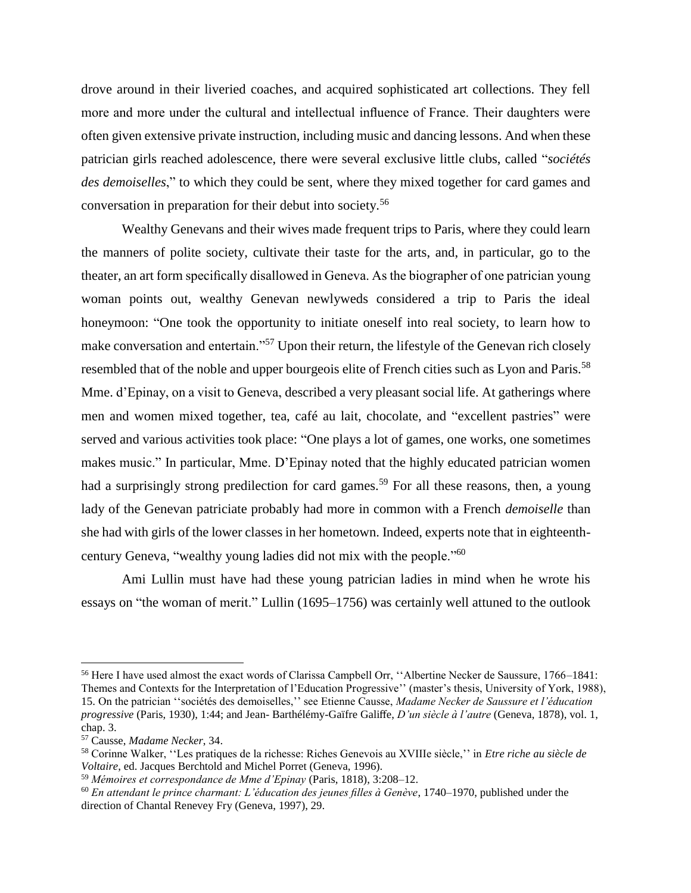drove around in their liveried coaches, and acquired sophisticated art collections. They fell more and more under the cultural and intellectual influence of France. Their daughters were often given extensive private instruction, including music and dancing lessons. And when these patrician girls reached adolescence, there were several exclusive little clubs, called "*sociétés des demoiselles*," to which they could be sent, where they mixed together for card games and conversation in preparation for their debut into society.[56]

Wealthy Genevans and their wives made frequent trips to Paris, where they could learn the manners of polite society, cultivate their taste for the arts, and, in particular, go to the theater, an art form specifically disallowed in Geneva. As the biographer of one patrician young woman points out, wealthy Genevan newlyweds considered a trip to Paris the ideal honeymoon: "One took the opportunity to initiate oneself into real society, to learn how to make conversation and entertain."[57] Upon their return, the lifestyle of the Genevan rich closely resembled that of the noble and upper bourgeois elite of French cities such as Lyon and Paris.[58] Mme. d'Epinay, on a visit to Geneva, described a very pleasant social life. At gatherings where men and women mixed together, tea, café au lait, chocolate, and "excellent pastries" were served and various activities took place: "One plays a lot of games, one works, one sometimes makes music." In particular, Mme. D'Epinay noted that the highly educated patrician women had a surprisingly strong predilection for card games.[59] For all these reasons, then, a young lady of the Genevan patriciate probably had more in common with a French *demoiselle* than she had with girls of the lower classes in her hometown. Indeed, experts note that in eighteenth-century Geneva, "wealthy young ladies did not mix with the people."[60]

Ami Lullin must have had these young patrician ladies in mind when he wrote his essays on "the woman of merit." Lullin (1695–1756) was certainly well attuned to the outlook

---

[56] Here I have used almost the exact words of Clarissa Campbell Orr, ''Albertine Necker de Saussure, 1766–1841: Themes and Contexts for the Interpretation of l'Education Progressive'' (master's thesis, University of York, 1988), 15. On the patrician ''sociétés des demoiselles,'' see Etienne Causse, *Madame Necker de Saussure et l'éducation progressive* (Paris, 1930), 1:44; and Jean- Barthélémy-Gaïfre Galiffe, *D'un siècle à l'autre* (Geneva, 1878), vol. 1, chap. 3.

[57] Causse, *Madame Necker*, 34.

[58] Corinne Walker, ''Les pratiques de la richesse: Riches Genevois au XVIIIe siècle,'' in *Etre riche au siècle de Voltaire*, ed. Jacques Berchtold and Michel Porret (Geneva, 1996).

[59] *Mémoires et correspondance de Mme d'Epinay* (Paris, 1818), 3:208–12.

[60] *En attendant le prince charmant: L'éducation des jeunes filles à Genève*, 1740–1970, published under the direction of Chantal Renevey Fry (Geneva, 1997), 29.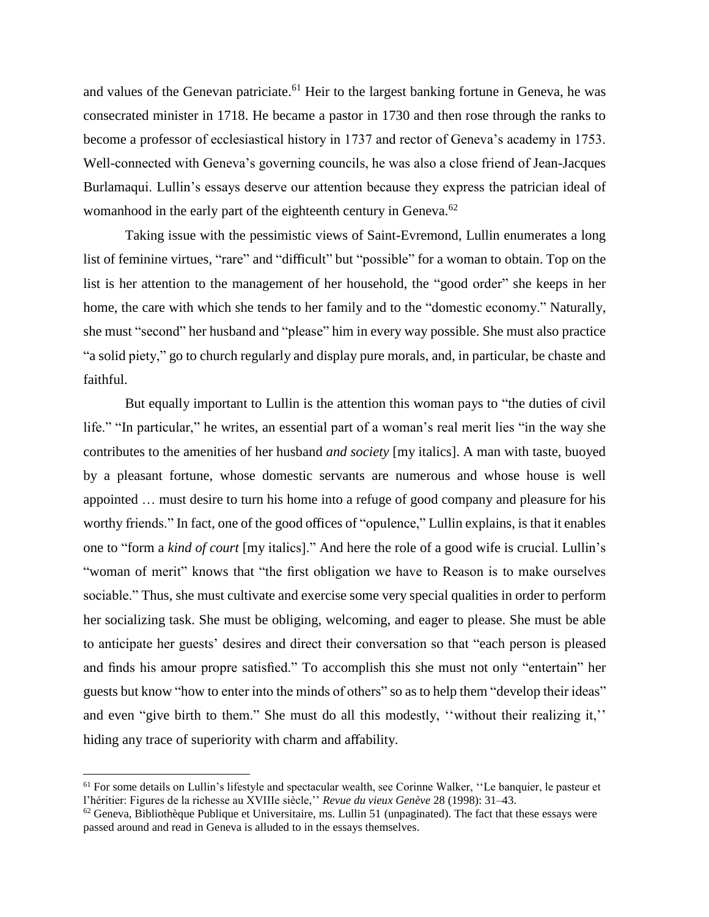and values of the Genevan patriciate.[61] Heir to the largest banking fortune in Geneva, he was consecrated minister in 1718. He became a pastor in 1730 and then rose through the ranks to become a professor of ecclesiastical history in 1737 and rector of Geneva's academy in 1753. Well-connected with Geneva's governing councils, he was also a close friend of Jean-Jacques Burlamaqui. Lullin's essays deserve our attention because they express the patrician ideal of womanhood in the early part of the eighteenth century in Geneva.[62]

Taking issue with the pessimistic views of Saint-Evremond, Lullin enumerates a long list of feminine virtues, "rare" and "difficult" but "possible" for a woman to obtain. Top on the list is her attention to the management of her household, the "good order" she keeps in her home, the care with which she tends to her family and to the "domestic economy." Naturally, she must "second" her husband and "please" him in every way possible. She must also practice "a solid piety," go to church regularly and display pure morals, and, in particular, be chaste and faithful.

But equally important to Lullin is the attention this woman pays to "the duties of civil life." "In particular," he writes, an essential part of a woman's real merit lies "in the way she contributes to the amenities of her husband *and society* [my italics]. A man with taste, buoyed by a pleasant fortune, whose domestic servants are numerous and whose house is well appointed … must desire to turn his home into a refuge of good company and pleasure for his worthy friends." In fact, one of the good offices of "opulence," Lullin explains, is that it enables one to "form a *kind of court* [my italics]." And here the role of a good wife is crucial. Lullin's "woman of merit" knows that "the first obligation we have to Reason is to make ourselves sociable." Thus, she must cultivate and exercise some very special qualities in order to perform her socializing task. She must be obliging, welcoming, and eager to please. She must be able to anticipate her guests' desires and direct their conversation so that "each person is pleased and finds his amour propre satisfied." To accomplish this she must not only "entertain" her guests but know "how to enter into the minds of others" so as to help them "develop their ideas" and even "give birth to them." She must do all this modestly, ''without their realizing it,'' hiding any trace of superiority with charm and affability.

---

[61] For some details on Lullin's lifestyle and spectacular wealth, see Corinne Walker, ''Le banquier, le pasteur et l'héritier: Figures de la richesse au XVIIIe siècle,'' *Revue du vieux Genève* 28 (1998): 31–43.

[62] Geneva, Bibliothèque Publique et Universitaire, ms. Lullin 51 (unpaginated). The fact that these essays were passed around and read in Geneva is alluded to in the essays themselves.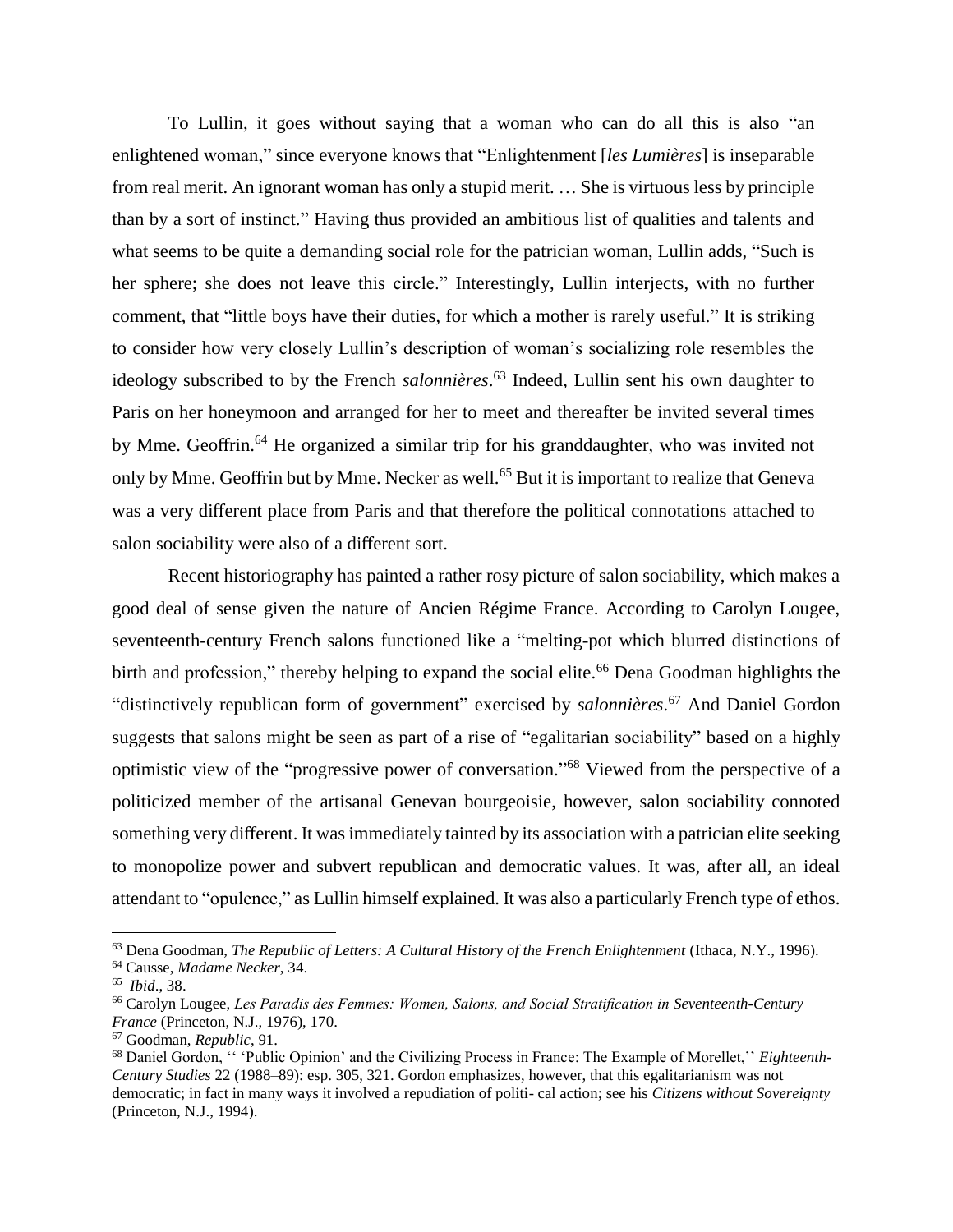To Lullin, it goes without saying that a woman who can do all this is also "an enlightened woman," since everyone knows that "Enlightenment [*les Lumières*] is inseparable from real merit. An ignorant woman has only a stupid merit. … She is virtuous less by principle than by a sort of instinct." Having thus provided an ambitious list of qualities and talents and what seems to be quite a demanding social role for the patrician woman, Lullin adds, "Such is her sphere; she does not leave this circle." Interestingly, Lullin interjects, with no further comment, that "little boys have their duties, for which a mother is rarely useful." It is striking to consider how very closely Lullin's description of woman's socializing role resembles the ideology subscribed to by the French *salonnières*.[63] Indeed, Lullin sent his own daughter to Paris on her honeymoon and arranged for her to meet and thereafter be invited several times by Mme. Geoffrin.[64] He organized a similar trip for his granddaughter, who was invited not only by Mme. Geoffrin but by Mme. Necker as well.[65] But it is important to realize that Geneva was a very different place from Paris and that therefore the political connotations attached to salon sociability were also of a different sort.

Recent historiography has painted a rather rosy picture of salon sociability, which makes a good deal of sense given the nature of Ancien Régime France. According to Carolyn Lougee, seventeenth-century French salons functioned like a "melting-pot which blurred distinctions of birth and profession," thereby helping to expand the social elite.[66] Dena Goodman highlights the "distinctively republican form of government" exercised by *salonnières*.[67] And Daniel Gordon suggests that salons might be seen as part of a rise of "egalitarian sociability" based on a highly optimistic view of the "progressive power of conversation."[68] Viewed from the perspective of a politicized member of the artisanal Genevan bourgeoisie, however, salon sociability connoted something very different. It was immediately tainted by its association with a patrician elite seeking to monopolize power and subvert republican and democratic values. It was, after all, an ideal attendant to "opulence," as Lullin himself explained. It was also a particularly French type of ethos.

---

[63] Dena Goodman, *The Republic of Letters: A Cultural History of the French Enlightenment* (Ithaca, N.Y., 1996).

[64] Causse, *Madame Necker*, 34.

[65] *Ibid*., 38.

[66] Carolyn Lougee, *Les Paradis des Femmes: Women, Salons, and Social Stratification in Seventeenth-Century France* (Princeton, N.J., 1976), 170.

[67] Goodman, *Republic*, 91.

[68] Daniel Gordon, '' 'Public Opinion' and the Civilizing Process in France: The Example of Morellet,'' *Eighteenth-Century Studies* 22 (1988–89): esp. 305, 321. Gordon emphasizes, however, that this egalitarianism was not democratic; in fact in many ways it involved a repudiation of politi- cal action; see his *Citizens without Sovereignty* (Princeton, N.J., 1994).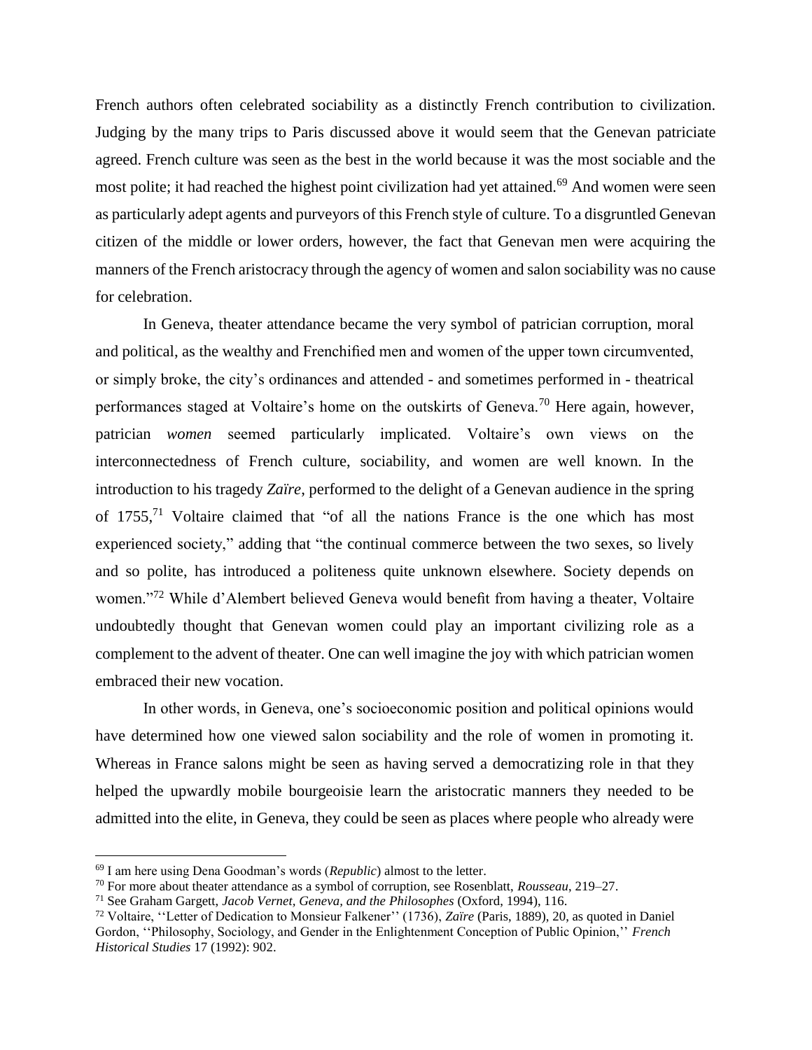French authors often celebrated sociability as a distinctly French contribution to civilization. Judging by the many trips to Paris discussed above it would seem that the Genevan patriciate agreed. French culture was seen as the best in the world because it was the most sociable and the most polite; it had reached the highest point civilization had yet attained.[69] And women were seen as particularly adept agents and purveyors of this French style of culture. To a disgruntled Genevan citizen of the middle or lower orders, however, the fact that Genevan men were acquiring the manners of the French aristocracy through the agency of women and salon sociability was no cause for celebration.

In Geneva, theater attendance became the very symbol of patrician corruption, moral and political, as the wealthy and Frenchified men and women of the upper town circumvented, or simply broke, the city's ordinances and attended - and sometimes performed in - theatrical performances staged at Voltaire's home on the outskirts of Geneva.[70] Here again, however, patrician *women* seemed particularly implicated. Voltaire's own views on the interconnectedness of French culture, sociability, and women are well known. In the introduction to his tragedy *Zaïre*, performed to the delight of a Genevan audience in the spring of 1755,[71] Voltaire claimed that "of all the nations France is the one which has most experienced society," adding that "the continual commerce between the two sexes, so lively and so polite, has introduced a politeness quite unknown elsewhere. Society depends on women."[72] While d'Alembert believed Geneva would benefit from having a theater, Voltaire undoubtedly thought that Genevan women could play an important civilizing role as a complement to the advent of theater. One can well imagine the joy with which patrician women embraced their new vocation.

In other words, in Geneva, one's socioeconomic position and political opinions would have determined how one viewed salon sociability and the role of women in promoting it. Whereas in France salons might be seen as having served a democratizing role in that they helped the upwardly mobile bourgeoisie learn the aristocratic manners they needed to be admitted into the elite, in Geneva, they could be seen as places where people who already were

[69] I am here using Dena Goodman's words (*Republic*) almost to the letter.

[70] For more about theater attendance as a symbol of corruption, see Rosenblatt, *Rousseau*, 219–27.

[71] See Graham Gargett, *Jacob Vernet, Geneva, and the Philosophes* (Oxford, 1994), 116.

[72] Voltaire, ''Letter of Dedication to Monsieur Falkener'' (1736), *Zaïre* (Paris, 1889), 20, as quoted in Daniel Gordon, ''Philosophy, Sociology, and Gender in the Enlightenment Conception of Public Opinion,'' *French Historical Studies* 17 (1992): 902.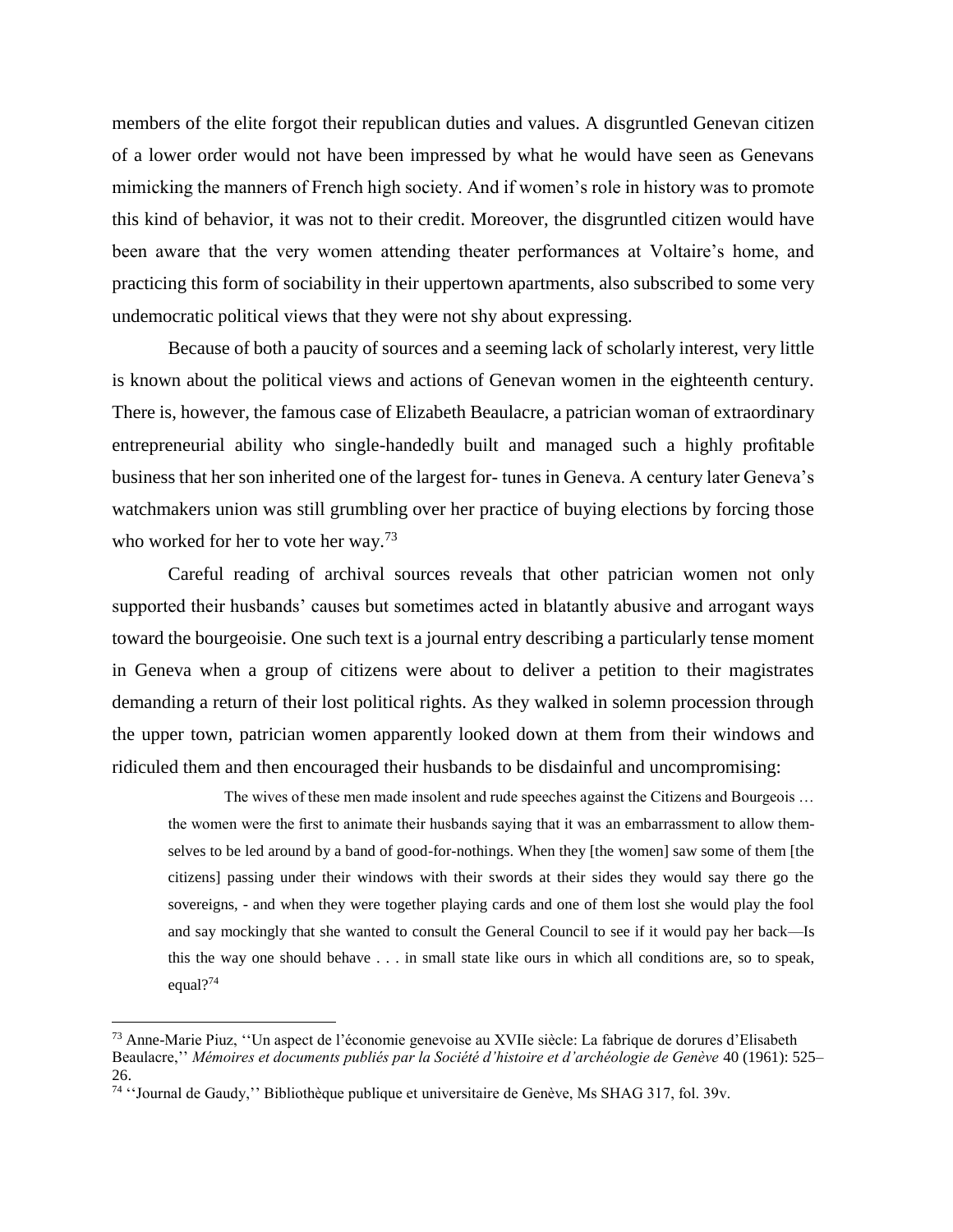members of the elite forgot their republican duties and values. A disgruntled Genevan citizen of a lower order would not have been impressed by what he would have seen as Genevans mimicking the manners of French high society. And if women's role in history was to promote this kind of behavior, it was not to their credit. Moreover, the disgruntled citizen would have been aware that the very women attending theater performances at Voltaire's home, and practicing this form of sociability in their uppertown apartments, also subscribed to some very undemocratic political views that they were not shy about expressing.

Because of both a paucity of sources and a seeming lack of scholarly interest, very little is known about the political views and actions of Genevan women in the eighteenth century. There is, however, the famous case of Elizabeth Beaulacre, a patrician woman of extraordinary entrepreneurial ability who single-handedly built and managed such a highly profitable business that her son inherited one of the largest for- tunes in Geneva. A century later Geneva's watchmakers union was still grumbling over her practice of buying elections by forcing those who worked for her to vote her way.[73]

Careful reading of archival sources reveals that other patrician women not only supported their husbands' causes but sometimes acted in blatantly abusive and arrogant ways toward the bourgeoisie. One such text is a journal entry describing a particularly tense moment in Geneva when a group of citizens were about to deliver a petition to their magistrates demanding a return of their lost political rights. As they walked in solemn procession through the upper town, patrician women apparently looked down at them from their windows and ridiculed them and then encouraged their husbands to be disdainful and uncompromising:

> The wives of these men made insolent and rude speeches against the Citizens and Bourgeois … the women were the first to animate their husbands saying that it was an embarrassment to allow them-selves to be led around by a band of good-for-nothings. When they [the women] saw some of them [the citizens] passing under their windows with their swords at their sides they would say there go the sovereigns, - and when they were together playing cards and one of them lost she would play the fool and say mockingly that she wanted to consult the General Council to see if it would pay her back—Is this the way one should behave . . . in small state like ours in which all conditions are, so to speak, equal?[74]

---

[73] Anne-Marie Piuz, ''Un aspect de l'économie genevoise au XVIIe siècle: La fabrique de dorures d'Elisabeth Beaulacre,'' *Mémoires et documents publiés par la Société d'histoire et d'archéologie de Genève* 40 (1961): 525–26.

[74] ''Journal de Gaudy,'' Bibliothèque publique et universitaire de Genève, Ms SHAG 317, fol. 39v.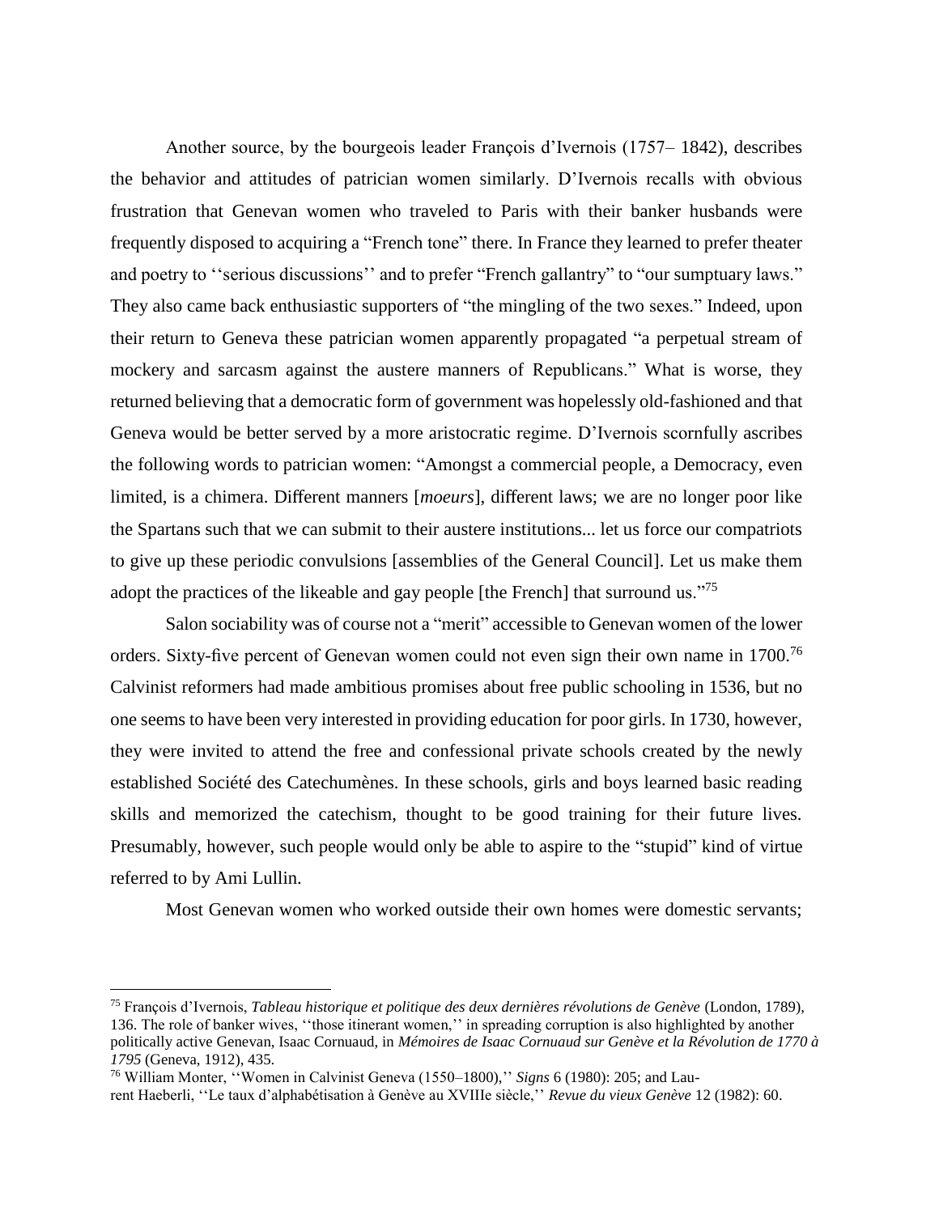Another source, by the bourgeois leader François d'Ivernois (1757– 1842), describes the behavior and attitudes of patrician women similarly. D'Ivernois recalls with obvious frustration that Genevan women who traveled to Paris with their banker husbands were frequently disposed to acquiring a "French tone" there. In France they learned to prefer theater and poetry to ''serious discussions'' and to prefer "French gallantry" to "our sumptuary laws." They also came back enthusiastic supporters of "the mingling of the two sexes." Indeed, upon their return to Geneva these patrician women apparently propagated "a perpetual stream of mockery and sarcasm against the austere manners of Republicans." What is worse, they returned believing that a democratic form of government was hopelessly old-fashioned and that Geneva would be better served by a more aristocratic regime. D'Ivernois scornfully ascribes the following words to patrician women: "Amongst a commercial people, a Democracy, even limited, is a chimera. Different manners [*moeurs*], different laws; we are no longer poor like the Spartans such that we can submit to their austere institutions... let us force our compatriots to give up these periodic convulsions [assemblies of the General Council]. Let us make them adopt the practices of the likeable and gay people [the French] that surround us."[75]

Salon sociability was of course not a "merit" accessible to Genevan women of the lower orders. Sixty-five percent of Genevan women could not even sign their own name in 1700.[76] Calvinist reformers had made ambitious promises about free public schooling in 1536, but no one seems to have been very interested in providing education for poor girls. In 1730, however, they were invited to attend the free and confessional private schools created by the newly established Société des Catechumènes. In these schools, girls and boys learned basic reading skills and memorized the catechism, thought to be good training for their future lives. Presumably, however, such people would only be able to aspire to the "stupid" kind of virtue referred to by Ami Lullin.

Most Genevan women who worked outside their own homes were domestic servants;

---

[75] François d'Ivernois, *Tableau historique et politique des deux dernières révolutions de Genève* (London, 1789), 136. The role of banker wives, ''those itinerant women,'' in spreading corruption is also highlighted by another politically active Genevan, Isaac Cornuaud, in *Mémoires de Isaac Cornuaud sur Genève et la Révolution de 1770 à 1795* (Geneva, 1912), 435.

[76] William Monter, ''Women in Calvinist Geneva (1550–1800),'' *Signs* 6 (1980): 205; and Laurent Haeberli, ''Le taux d'alphabétisation à Genève au XVIIIe siècle,'' *Revue du vieux Genève* 12 (1982): 60.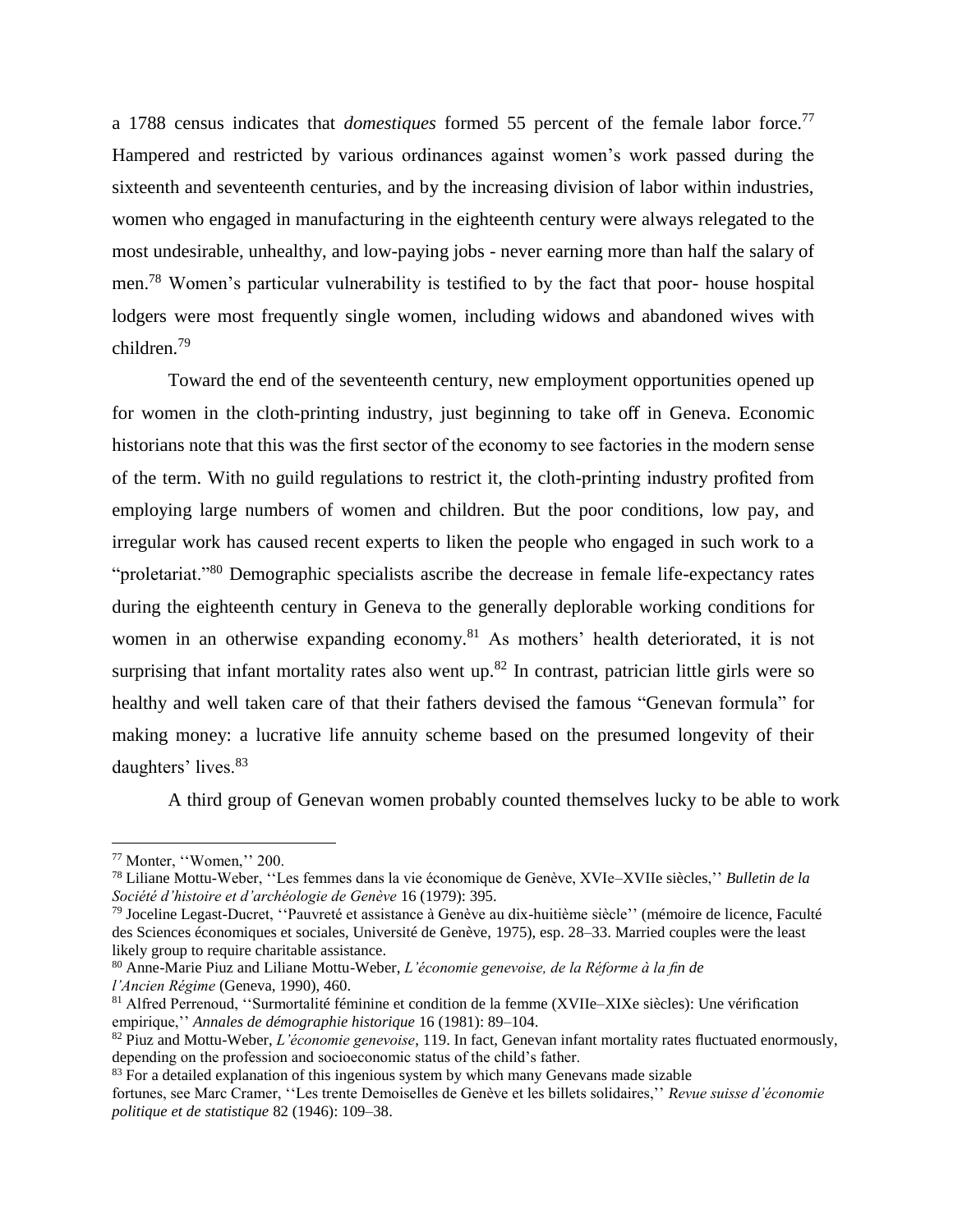a 1788 census indicates that *domestiques* formed 55 percent of the female labor force.[77] Hampered and restricted by various ordinances against women's work passed during the sixteenth and seventeenth centuries, and by the increasing division of labor within industries, women who engaged in manufacturing in the eighteenth century were always relegated to the most undesirable, unhealthy, and low-paying jobs - never earning more than half the salary of men.[78] Women's particular vulnerability is testified to by the fact that poor- house hospital lodgers were most frequently single women, including widows and abandoned wives with children.[79]

Toward the end of the seventeenth century, new employment opportunities opened up for women in the cloth-printing industry, just beginning to take off in Geneva. Economic historians note that this was the first sector of the economy to see factories in the modern sense of the term. With no guild regulations to restrict it, the cloth-printing industry profited from employing large numbers of women and children. But the poor conditions, low pay, and irregular work has caused recent experts to liken the people who engaged in such work to a "proletariat."[80] Demographic specialists ascribe the decrease in female life-expectancy rates during the eighteenth century in Geneva to the generally deplorable working conditions for women in an otherwise expanding economy.[81] As mothers' health deteriorated, it is not surprising that infant mortality rates also went up.[82] In contrast, patrician little girls were so healthy and well taken care of that their fathers devised the famous "Genevan formula" for making money: a lucrative life annuity scheme based on the presumed longevity of their daughters' lives.[83]

A third group of Genevan women probably counted themselves lucky to be able to work

---

[77] Monter, ''Women,'' 200.

[78] Liliane Mottu-Weber, ''Les femmes dans la vie économique de Genève, XVIe–XVIIe siècles,'' *Bulletin de la Société d'histoire et d'archéologie de Genève* 16 (1979): 395.

[79] Joceline Legast-Ducret, ''Pauvreté et assistance à Genève au dix-huitième siècle'' (mémoire de licence, Faculté des Sciences économiques et sociales, Université de Genève, 1975), esp. 28–33. Married couples were the least likely group to require charitable assistance.

[80] Anne-Marie Piuz and Liliane Mottu-Weber, *L'économie genevoise, de la Réforme à la fin de l'Ancien Régime* (Geneva, 1990), 460.

[81] Alfred Perrenoud, ''Surmortalité féminine et condition de la femme (XVIIe–XIXe siècles): Une vérification empirique,'' *Annales de démographie historique* 16 (1981): 89–104.

[82] Piuz and Mottu-Weber, *L'économie genevoise*, 119. In fact, Genevan infant mortality rates fluctuated enormously, depending on the profession and socioeconomic status of the child's father.

[83] For a detailed explanation of this ingenious system by which many Genevans made sizable fortunes, see Marc Cramer, ''Les trente Demoiselles de Genève et les billets solidaires,'' *Revue suisse d'économie politique et de statistique* 82 (1946): 109–38.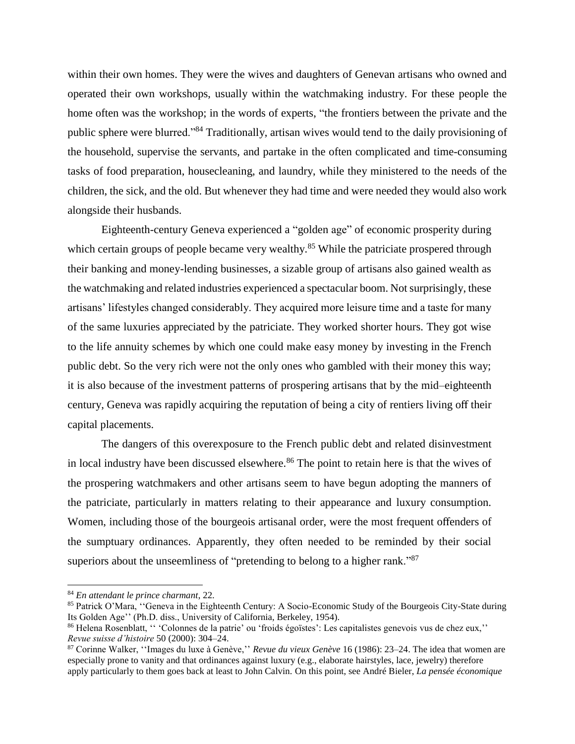within their own homes. They were the wives and daughters of Genevan artisans who owned and operated their own workshops, usually within the watchmaking industry. For these people the home often was the workshop; in the words of experts, "the frontiers between the private and the public sphere were blurred."[84] Traditionally, artisan wives would tend to the daily provisioning of the household, supervise the servants, and partake in the often complicated and time-consuming tasks of food preparation, housecleaning, and laundry, while they ministered to the needs of the children, the sick, and the old. But whenever they had time and were needed they would also work alongside their husbands.

Eighteenth-century Geneva experienced a "golden age" of economic prosperity during which certain groups of people became very wealthy.[85] While the patriciate prospered through their banking and money-lending businesses, a sizable group of artisans also gained wealth as the watchmaking and related industries experienced a spectacular boom. Not surprisingly, these artisans' lifestyles changed considerably. They acquired more leisure time and a taste for many of the same luxuries appreciated by the patriciate. They worked shorter hours. They got wise to the life annuity schemes by which one could make easy money by investing in the French public debt. So the very rich were not the only ones who gambled with their money this way; it is also because of the investment patterns of prospering artisans that by the mid–eighteenth century, Geneva was rapidly acquiring the reputation of being a city of rentiers living off their capital placements.

The dangers of this overexposure to the French public debt and related disinvestment in local industry have been discussed elsewhere.[86] The point to retain here is that the wives of the prospering watchmakers and other artisans seem to have begun adopting the manners of the patriciate, particularly in matters relating to their appearance and luxury consumption. Women, including those of the bourgeois artisanal order, were the most frequent offenders of the sumptuary ordinances. Apparently, they often needed to be reminded by their social superiors about the unseemliness of "pretending to belong to a higher rank."[87]

---

[84] *En attendant le prince charmant*, 22.

[85] Patrick O'Mara, ''Geneva in the Eighteenth Century: A Socio-Economic Study of the Bourgeois City-State during Its Golden Age'' (Ph.D. diss., University of California, Berkeley, 1954).

[86] Helena Rosenblatt, '' 'Colonnes de la patrie' ou 'froids égoïstes': Les capitalistes genevois vus de chez eux,'' *Revue suisse d'histoire* 50 (2000): 304–24.

[87] Corinne Walker, ''Images du luxe à Genève,'' *Revue du vieux Genève* 16 (1986): 23–24. The idea that women are especially prone to vanity and that ordinances against luxury (e.g., elaborate hairstyles, lace, jewelry) therefore apply particularly to them goes back at least to John Calvin. On this point, see André Bieler, *La pensée économique*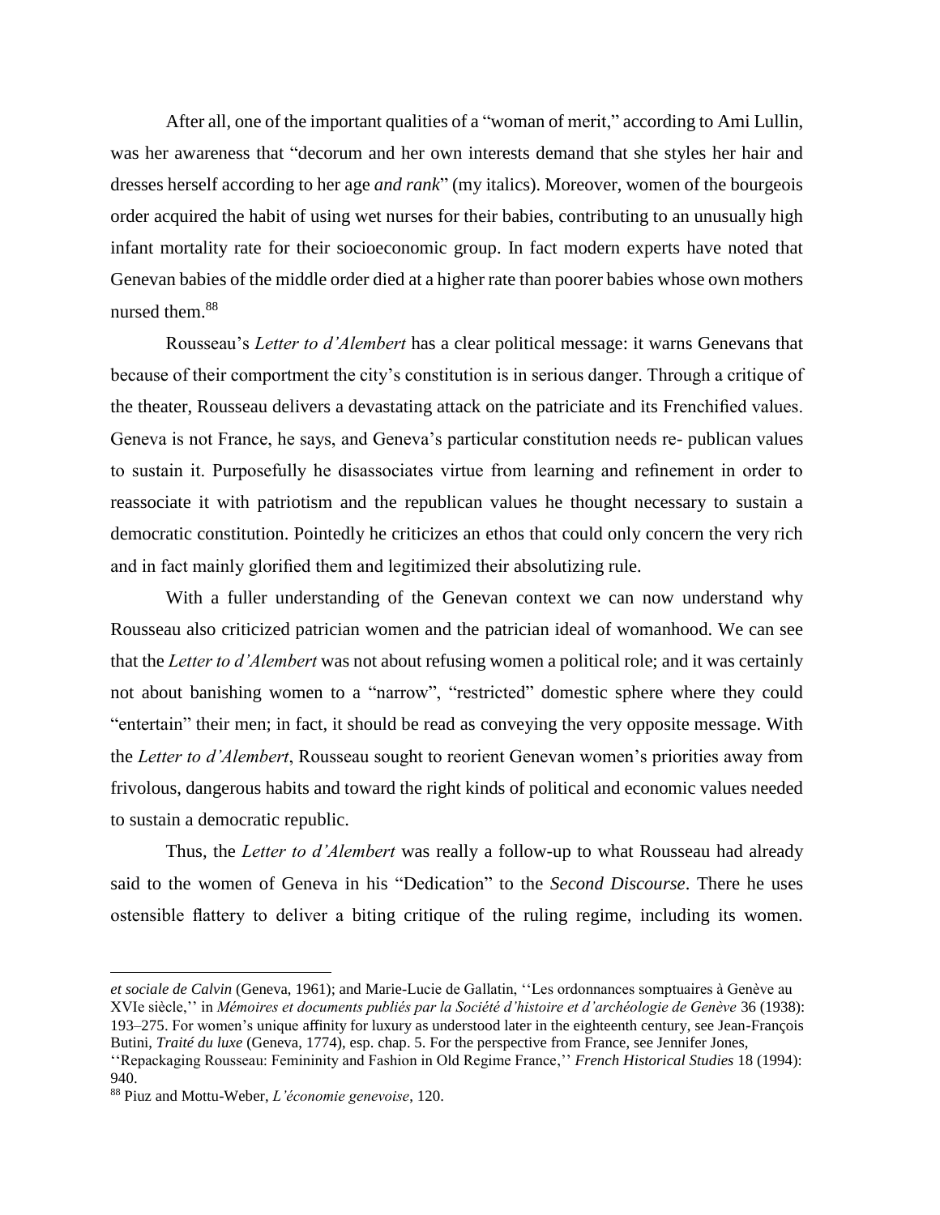After all, one of the important qualities of a "woman of merit," according to Ami Lullin, was her awareness that "decorum and her own interests demand that she styles her hair and dresses herself according to her age *and rank*" (my italics). Moreover, women of the bourgeois order acquired the habit of using wet nurses for their babies, contributing to an unusually high infant mortality rate for their socioeconomic group. In fact modern experts have noted that Genevan babies of the middle order died at a higher rate than poorer babies whose own mothers nursed them.[88]

Rousseau's *Letter to d'Alembert* has a clear political message: it warns Genevans that because of their comportment the city's constitution is in serious danger. Through a critique of the theater, Rousseau delivers a devastating attack on the patriciate and its Frenchified values. Geneva is not France, he says, and Geneva's particular constitution needs re- publican values to sustain it. Purposefully he disassociates virtue from learning and refinement in order to reassociate it with patriotism and the republican values he thought necessary to sustain a democratic constitution. Pointedly he criticizes an ethos that could only concern the very rich and in fact mainly glorified them and legitimized their absolutizing rule.

With a fuller understanding of the Genevan context we can now understand why Rousseau also criticized patrician women and the patrician ideal of womanhood. We can see that the *Letter to d'Alembert* was not about refusing women a political role; and it was certainly not about banishing women to a "narrow", "restricted" domestic sphere where they could "entertain" their men; in fact, it should be read as conveying the very opposite message. With the *Letter to d'Alembert*, Rousseau sought to reorient Genevan women's priorities away from frivolous, dangerous habits and toward the right kinds of political and economic values needed to sustain a democratic republic.

Thus, the *Letter to d'Alembert* was really a follow-up to what Rousseau had already said to the women of Geneva in his "Dedication" to the *Second Discourse*. There he uses ostensible flattery to deliver a biting critique of the ruling regime, including its women.

---

*et sociale de Calvin* (Geneva, 1961); and Marie-Lucie de Gallatin, ''Les ordonnances somptuaires à Genève au XVIe siècle,'' in *Mémoires et documents publiés par la Société d'histoire et d'archéologie de Genève* 36 (1938): 193–275. For women's unique affinity for luxury as understood later in the eighteenth century, see Jean-François Butini, *Traité du luxe* (Geneva, 1774), esp. chap. 5. For the perspective from France, see Jennifer Jones, ''Repackaging Rousseau: Femininity and Fashion in Old Regime France,'' *French Historical Studies* 18 (1994): 940.

[88] Piuz and Mottu-Weber, *L'économie genevoise*, 120.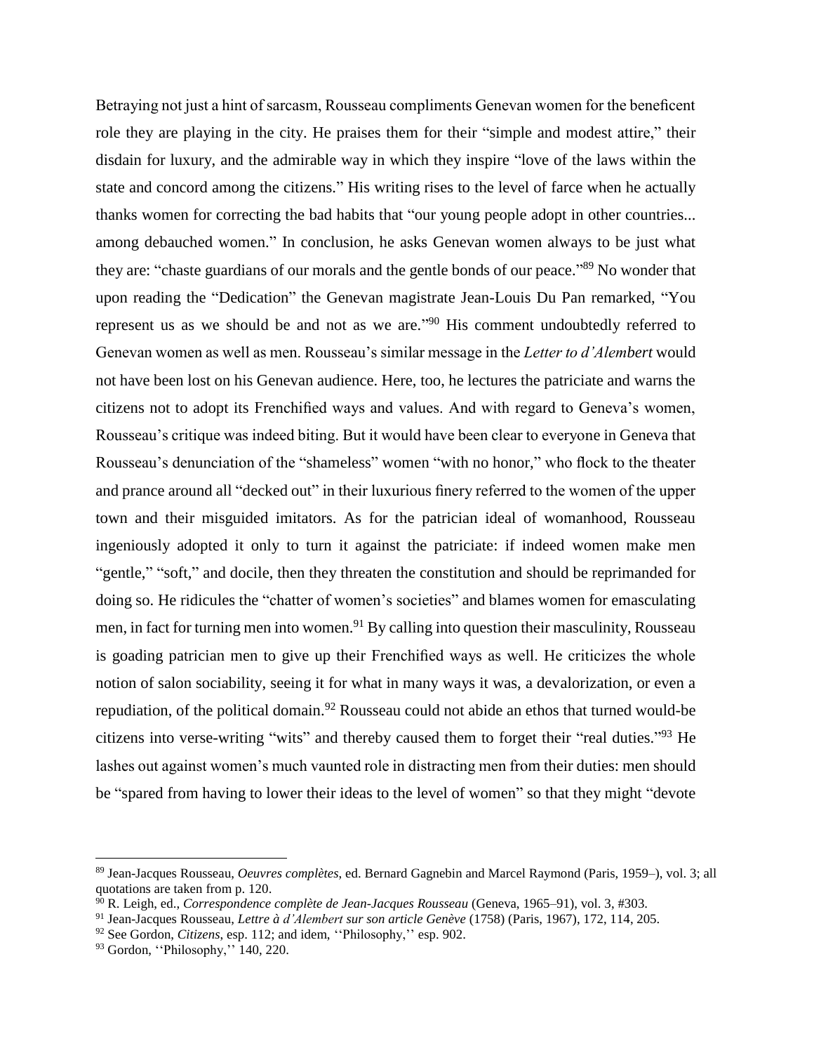Betraying not just a hint of sarcasm, Rousseau compliments Genevan women for the beneficent role they are playing in the city. He praises them for their "simple and modest attire," their disdain for luxury, and the admirable way in which they inspire "love of the laws within the state and concord among the citizens." His writing rises to the level of farce when he actually thanks women for correcting the bad habits that "our young people adopt in other countries... among debauched women." In conclusion, he asks Genevan women always to be just what they are: "chaste guardians of our morals and the gentle bonds of our peace."[89] No wonder that upon reading the "Dedication" the Genevan magistrate Jean-Louis Du Pan remarked, "You represent us as we should be and not as we are."[90] His comment undoubtedly referred to Genevan women as well as men. Rousseau's similar message in the *Letter to d'Alembert* would not have been lost on his Genevan audience. Here, too, he lectures the patriciate and warns the citizens not to adopt its Frenchified ways and values. And with regard to Geneva's women, Rousseau's critique was indeed biting. But it would have been clear to everyone in Geneva that Rousseau's denunciation of the "shameless" women "with no honor," who flock to the theater and prance around all "decked out" in their luxurious finery referred to the women of the upper town and their misguided imitators. As for the patrician ideal of womanhood, Rousseau ingeniously adopted it only to turn it against the patriciate: if indeed women make men "gentle," "soft," and docile, then they threaten the constitution and should be reprimanded for doing so. He ridicules the "chatter of women's societies" and blames women for emasculating men, in fact for turning men into women.[91] By calling into question their masculinity, Rousseau is goading patrician men to give up their Frenchified ways as well. He criticizes the whole notion of salon sociability, seeing it for what in many ways it was, a devalorization, or even a repudiation, of the political domain.[92] Rousseau could not abide an ethos that turned would-be citizens into verse-writing "wits" and thereby caused them to forget their "real duties."[93] He lashes out against women's much vaunted role in distracting men from their duties: men should be "spared from having to lower their ideas to the level of women" so that they might "devote

---

[89] Jean-Jacques Rousseau, *Oeuvres complètes*, ed. Bernard Gagnebin and Marcel Raymond (Paris, 1959–), vol. 3; all quotations are taken from p. 120.

[90] R. Leigh, ed., *Correspondence complète de Jean-Jacques Rousseau* (Geneva, 1965–91), vol. 3, #303.

[91] Jean-Jacques Rousseau, *Lettre à d'Alembert sur son article Genève* (1758) (Paris, 1967), 172, 114, 205.

[92] See Gordon, *Citizens*, esp. 112; and idem, ''Philosophy,'' esp. 902.

[93] Gordon, ''Philosophy,'' 140, 220.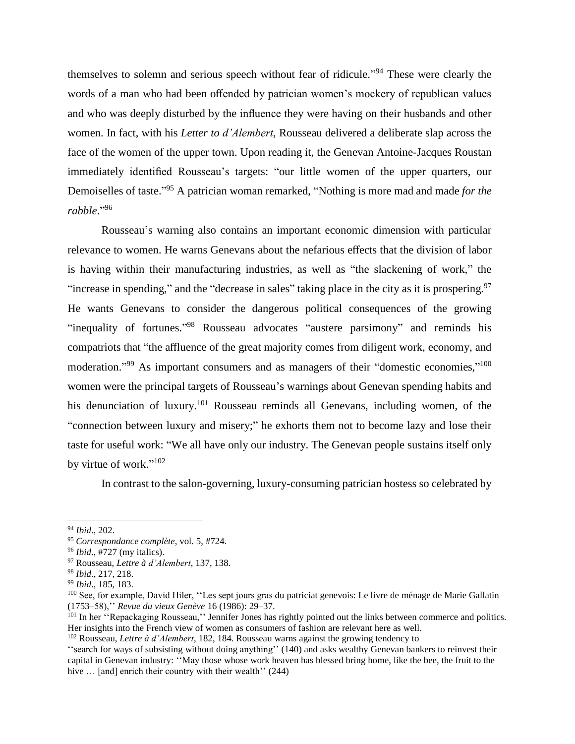themselves to solemn and serious speech without fear of ridicule."[94] These were clearly the words of a man who had been offended by patrician women's mockery of republican values and who was deeply disturbed by the influence they were having on their husbands and other women. In fact, with his *Letter to d'Alembert*, Rousseau delivered a deliberate slap across the face of the women of the upper town. Upon reading it, the Genevan Antoine-Jacques Roustan immediately identified Rousseau's targets: "our little women of the upper quarters, our Demoiselles of taste."[95] A patrician woman remarked, "Nothing is more mad and made *for the rabble*."[96]

Rousseau's warning also contains an important economic dimension with particular relevance to women. He warns Genevans about the nefarious effects that the division of labor is having within their manufacturing industries, as well as "the slackening of work," the "increase in spending," and the "decrease in sales" taking place in the city as it is prospering.[97] He wants Genevans to consider the dangerous political consequences of the growing "inequality of fortunes."[98] Rousseau advocates "austere parsimony" and reminds his compatriots that "the affluence of the great majority comes from diligent work, economy, and moderation."[99] As important consumers and as managers of their "domestic economies,"[100] women were the principal targets of Rousseau's warnings about Genevan spending habits and his denunciation of luxury.[101] Rousseau reminds all Genevans, including women, of the "connection between luxury and misery;" he exhorts them not to become lazy and lose their taste for useful work: "We all have only our industry. The Genevan people sustains itself only by virtue of work."[102]

In contrast to the salon-governing, luxury-consuming patrician hostess so celebrated by

---

[94] *Ibid*., 202.

[95] *Correspondance complète*, vol. 5, #724.

[96] *Ibid*., #727 (my italics).

[97] Rousseau, *Lettre à d'Alembert*, 137, 138.

[98] *Ibid*., 217, 218.

[99] *Ibid*., 185, 183.

[100] See, for example, David Hiler, ''Les sept jours gras du patriciat genevois: Le livre de ménage de Marie Gallatin (1753–58),'' *Revue du vieux Genève* 16 (1986): 29–37.

[101] In her ''Repackaging Rousseau,'' Jennifer Jones has rightly pointed out the links between commerce and politics. Her insights into the French view of women as consumers of fashion are relevant here as well.

[102] Rousseau, *Lettre à d'Alembert*, 182, 184. Rousseau warns against the growing tendency to ''search for ways of subsisting without doing anything'' (140) and asks wealthy Genevan bankers to reinvest their capital in Genevan industry: ''May those whose work heaven has blessed bring home, like the bee, the fruit to the hive … [and] enrich their country with their wealth'' (244)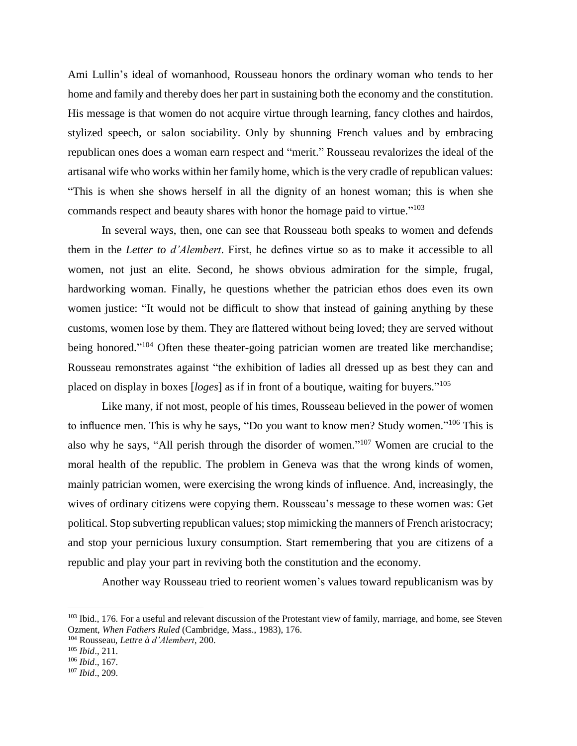Ami Lullin's ideal of womanhood, Rousseau honors the ordinary woman who tends to her home and family and thereby does her part in sustaining both the economy and the constitution. His message is that women do not acquire virtue through learning, fancy clothes and hairdos, stylized speech, or salon sociability. Only by shunning French values and by embracing republican ones does a woman earn respect and "merit." Rousseau revalorizes the ideal of the artisanal wife who works within her family home, which is the very cradle of republican values: "This is when she shows herself in all the dignity of an honest woman; this is when she commands respect and beauty shares with honor the homage paid to virtue."[103]

In several ways, then, one can see that Rousseau both speaks to women and defends them in the *Letter to d'Alembert*. First, he defines virtue so as to make it accessible to all women, not just an elite. Second, he shows obvious admiration for the simple, frugal, hardworking woman. Finally, he questions whether the patrician ethos does even its own women justice: "It would not be difficult to show that instead of gaining anything by these customs, women lose by them. They are flattered without being loved; they are served without being honored."[104] Often these theater-going patrician women are treated like merchandise; Rousseau remonstrates against "the exhibition of ladies all dressed up as best they can and placed on display in boxes [*loges*] as if in front of a boutique, waiting for buyers."[105]

Like many, if not most, people of his times, Rousseau believed in the power of women to influence men. This is why he says, "Do you want to know men? Study women."[106] This is also why he says, "All perish through the disorder of women."[107] Women are crucial to the moral health of the republic. The problem in Geneva was that the wrong kinds of women, mainly patrician women, were exercising the wrong kinds of influence. And, increasingly, the wives of ordinary citizens were copying them. Rousseau's message to these women was: Get political. Stop subverting republican values; stop mimicking the manners of French aristocracy; and stop your pernicious luxury consumption. Start remembering that you are citizens of a republic and play your part in reviving both the constitution and the economy.

Another way Rousseau tried to reorient women's values toward republicanism was by

---

[103] Ibid., 176. For a useful and relevant discussion of the Protestant view of family, marriage, and home, see Steven Ozment, *When Fathers Ruled* (Cambridge, Mass., 1983), 176.

[104] Rousseau, *Lettre à d'Alembert*, 200.

[105] *Ibid*., 211.

[106] *Ibid*., 167.

[107] *Ibid*., 209.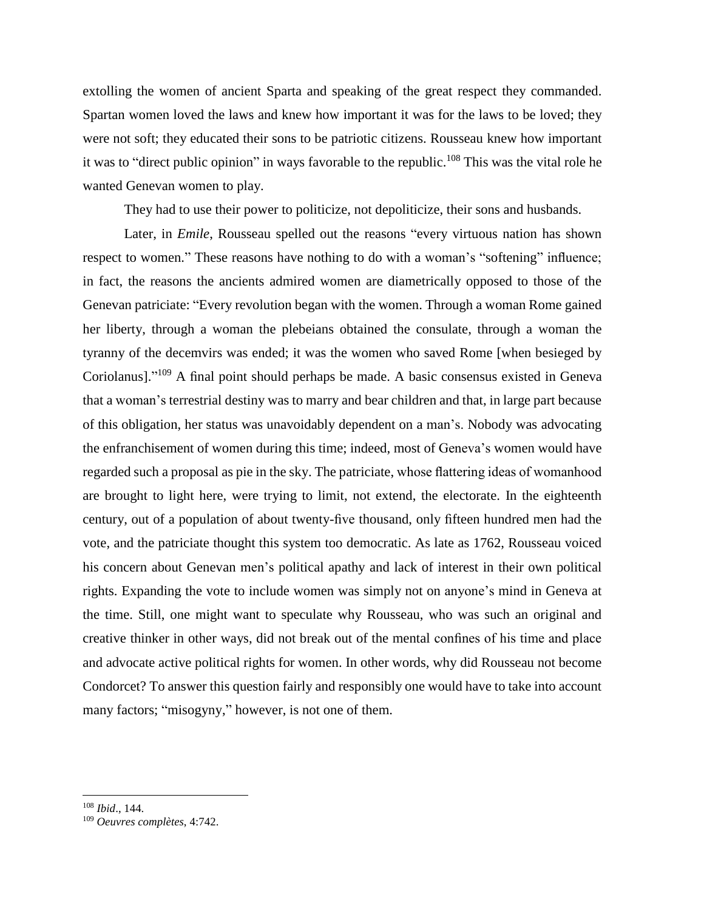extolling the women of ancient Sparta and speaking of the great respect they commanded. Spartan women loved the laws and knew how important it was for the laws to be loved; they were not soft; they educated their sons to be patriotic citizens. Rousseau knew how important it was to "direct public opinion" in ways favorable to the republic.[108] This was the vital role he wanted Genevan women to play.

They had to use their power to politicize, not depoliticize, their sons and husbands.

Later, in *Emile*, Rousseau spelled out the reasons "every virtuous nation has shown respect to women." These reasons have nothing to do with a woman's "softening" influence; in fact, the reasons the ancients admired women are diametrically opposed to those of the Genevan patriciate: "Every revolution began with the women. Through a woman Rome gained her liberty, through a woman the plebeians obtained the consulate, through a woman the tyranny of the decemvirs was ended; it was the women who saved Rome [when besieged by Coriolanus]."[109] A final point should perhaps be made. A basic consensus existed in Geneva that a woman's terrestrial destiny was to marry and bear children and that, in large part because of this obligation, her status was unavoidably dependent on a man's. Nobody was advocating the enfranchisement of women during this time; indeed, most of Geneva's women would have regarded such a proposal as pie in the sky. The patriciate, whose flattering ideas of womanhood are brought to light here, were trying to limit, not extend, the electorate. In the eighteenth century, out of a population of about twenty-five thousand, only fifteen hundred men had the vote, and the patriciate thought this system too democratic. As late as 1762, Rousseau voiced his concern about Genevan men's political apathy and lack of interest in their own political rights. Expanding the vote to include women was simply not on anyone's mind in Geneva at the time. Still, one might want to speculate why Rousseau, who was such an original and creative thinker in other ways, did not break out of the mental confines of his time and place and advocate active political rights for women. In other words, why did Rousseau not become Condorcet? To answer this question fairly and responsibly one would have to take into account many factors; "misogyny," however, is not one of them.

---

[108] *Ibid*., 144.

[109] *Oeuvres complètes*, 4:742.